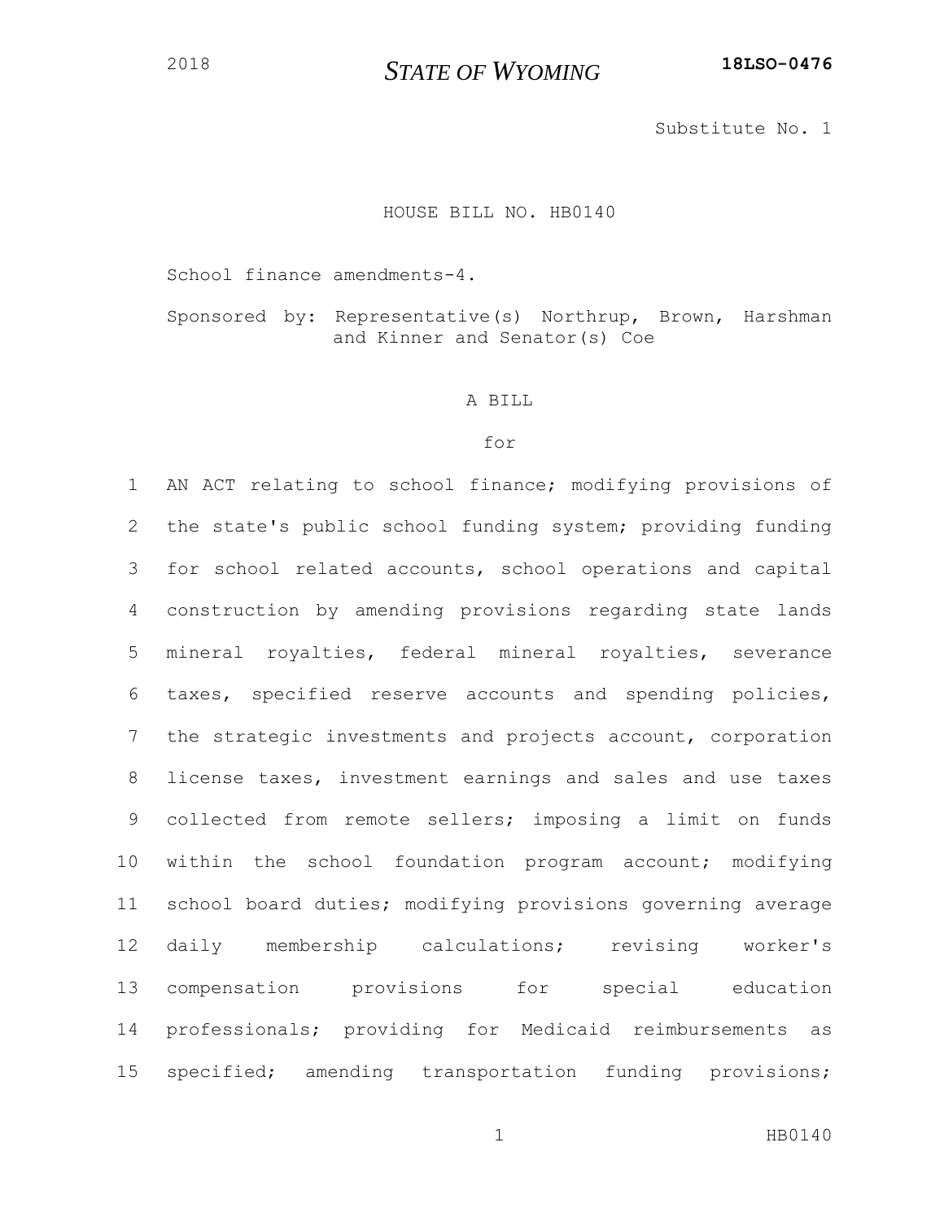2018 **STATE OF WYOMING** **18LSO-0476**

Substitute No. 1

HOUSE BILL NO. HB0140

School finance amendments-4.

Sponsored by: Representative(s) Northrup, Brown, Harshman and Kinner and Senator(s) Coe

A BILL

for

1 AN ACT relating to school finance; modifying provisions of
2 the state's public school funding system; providing funding
3 for school related accounts, school operations and capital
4 construction by amending provisions regarding state lands
5 mineral royalties, federal mineral royalties, severance
6 taxes, specified reserve accounts and spending policies,
7 the strategic investments and projects account, corporation
8 license taxes, investment earnings and sales and use taxes
9 collected from remote sellers; imposing a limit on funds
10 within the school foundation program account; modifying
11 school board duties; modifying provisions governing average
12 daily membership calculations; revising worker's
13 compensation provisions for special education
14 professionals; providing for Medicaid reimbursements as
15 specified; amending transportation funding provisions;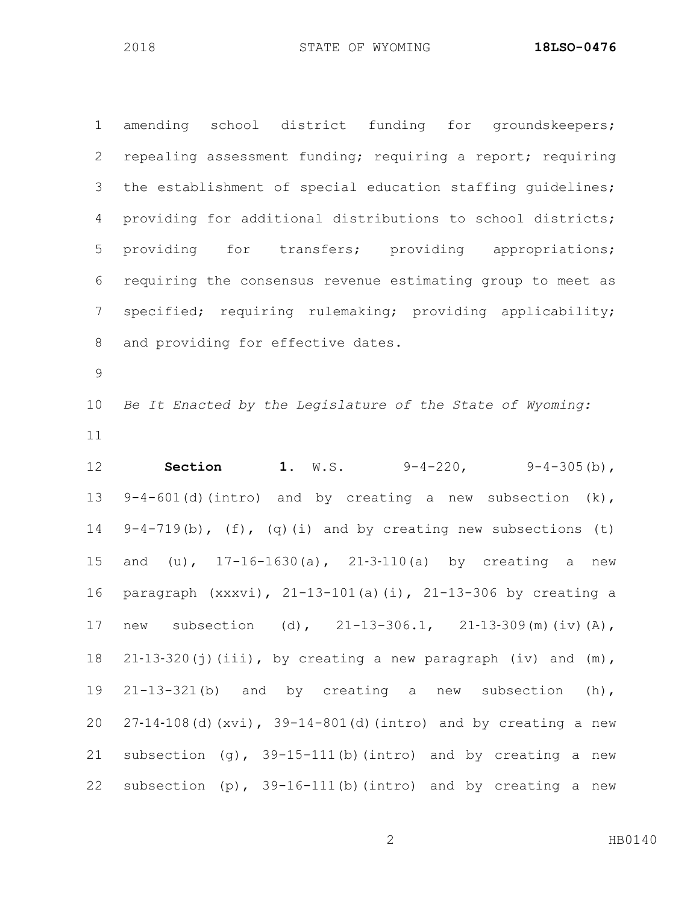amending school district funding for groundskeepers; repealing assessment funding; requiring a report; requiring the establishment of special education staffing guidelines; providing for additional distributions to school districts; providing for transfers; providing appropriations; requiring the consensus revenue estimating group to meet as specified; requiring rulemaking; providing applicability; and providing for effective dates.

*Be It Enacted by the Legislature of the State of Wyoming:*

**Section 1.** W.S. 9-4-220, 9-4-305(b), 9-4-601(d)(intro) and by creating a new subsection (k), 9-4-719(b), (f), (q)(i) and by creating new subsections (t) and (u), 17-16-1630(a), 21-3-110(a) by creating a new paragraph (xxxvi), 21-13-101(a)(i), 21-13-306 by creating a new subsection (d), 21-13-306.1, 21-13-309(m)(iv)(A), 21-13-320(j)(iii), by creating a new paragraph (iv) and (m), 21-13-321(b) and by creating a new subsection (h), 27-14-108(d)(xvi), 39-14-801(d)(intro) and by creating a new subsection (g), 39-15-111(b)(intro) and by creating a new subsection (p), 39-16-111(b)(intro) and by creating a new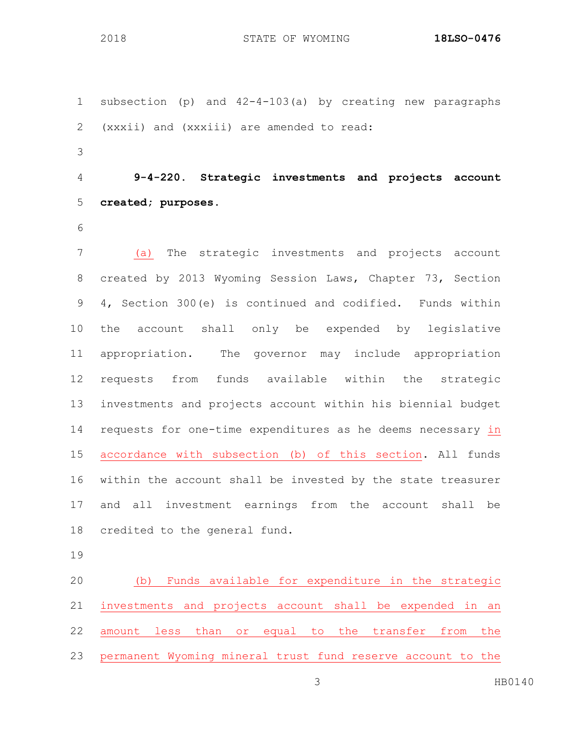subsection (p) and 42-4-103(a) by creating new paragraphs (xxxii) and (xxxiii) are amended to read:

**9-4-220. Strategic investments and projects account created; purposes.**

(a) The strategic investments and projects account created by 2013 Wyoming Session Laws, Chapter 73, Section 4, Section 300(e) is continued and codified. Funds within the account shall only be expended by legislative appropriation. The governor may include appropriation requests from funds available within the strategic investments and projects account within his biennial budget requests for one-time expenditures as he deems necessary in accordance with subsection (b) of this section. All funds within the account shall be invested by the state treasurer and all investment earnings from the account shall be credited to the general fund.

(b) Funds available for expenditure in the strategic investments and projects account shall be expended in an amount less than or equal to the transfer from the permanent Wyoming mineral trust fund reserve account to the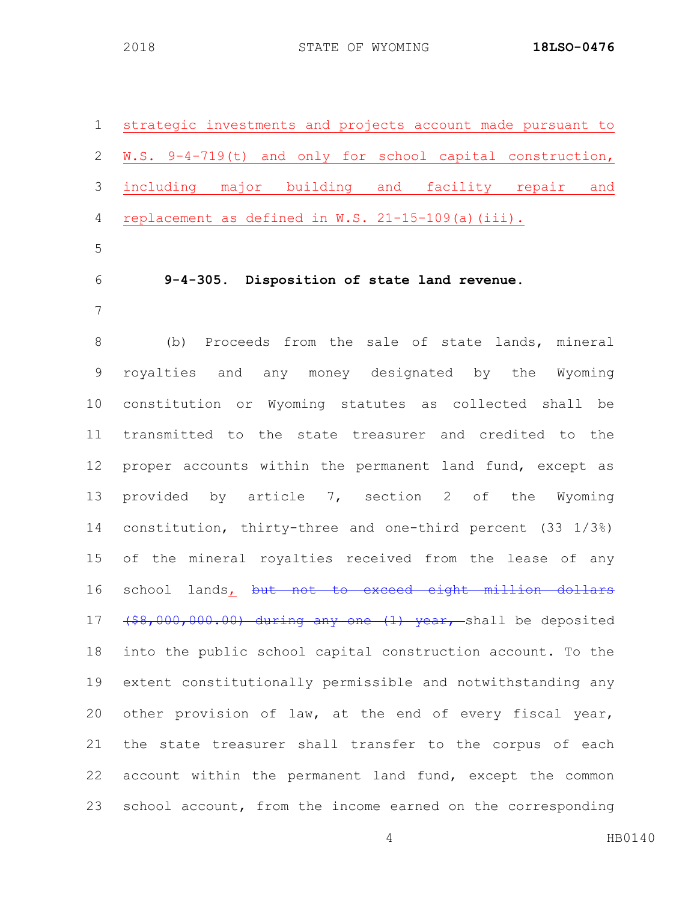strategic investments and projects account made pursuant to W.S. 9-4-719(t) and only for school capital construction, including major building and facility repair and replacement as defined in W.S. 21-15-109(a)(iii).

**9-4-305. Disposition of state land revenue.**

(b) Proceeds from the sale of state lands, mineral royalties and any money designated by the Wyoming constitution or Wyoming statutes as collected shall be transmitted to the state treasurer and credited to the proper accounts within the permanent land fund, except as provided by article 7, section 2 of the Wyoming constitution, thirty-three and one-third percent (33 1/3%) of the mineral royalties received from the lease of any school lands, ~~but not to exceed eight million dollars ($8,000,000.00) during any one (1) year,~~ shall be deposited into the public school capital construction account. To the extent constitutionally permissible and notwithstanding any other provision of law, at the end of every fiscal year, the state treasurer shall transfer to the corpus of each account within the permanent land fund, except the common school account, from the income earned on the corresponding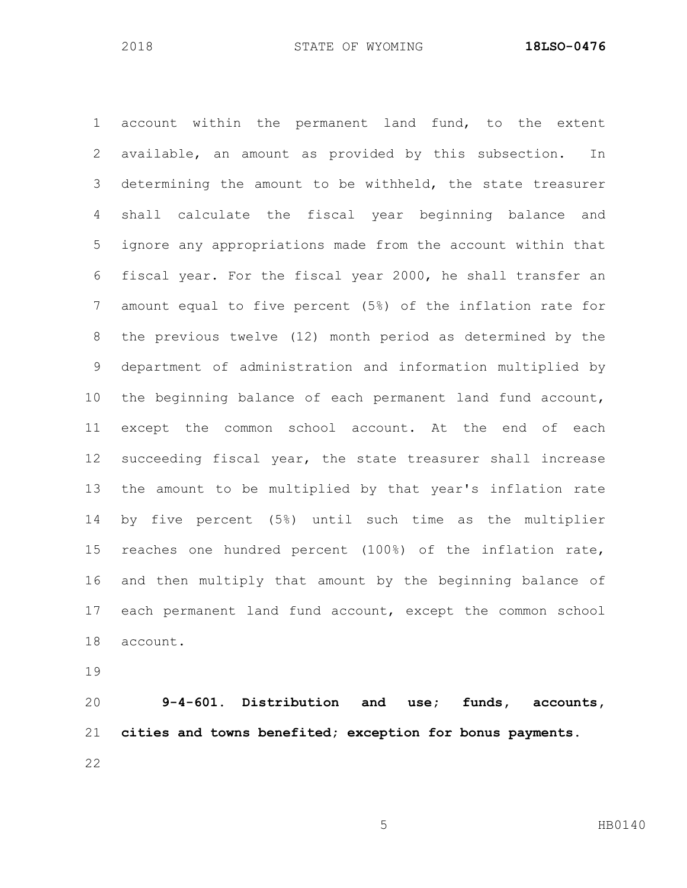account within the permanent land fund, to the extent available, an amount as provided by this subsection. In determining the amount to be withheld, the state treasurer shall calculate the fiscal year beginning balance and ignore any appropriations made from the account within that fiscal year. For the fiscal year 2000, he shall transfer an amount equal to five percent (5%) of the inflation rate for the previous twelve (12) month period as determined by the department of administration and information multiplied by the beginning balance of each permanent land fund account, except the common school account. At the end of each succeeding fiscal year, the state treasurer shall increase the amount to be multiplied by that year's inflation rate by five percent (5%) until such time as the multiplier reaches one hundred percent (100%) of the inflation rate, and then multiply that amount by the beginning balance of each permanent land fund account, except the common school account.

**9-4-601. Distribution and use; funds, accounts, cities and towns benefited; exception for bonus payments.**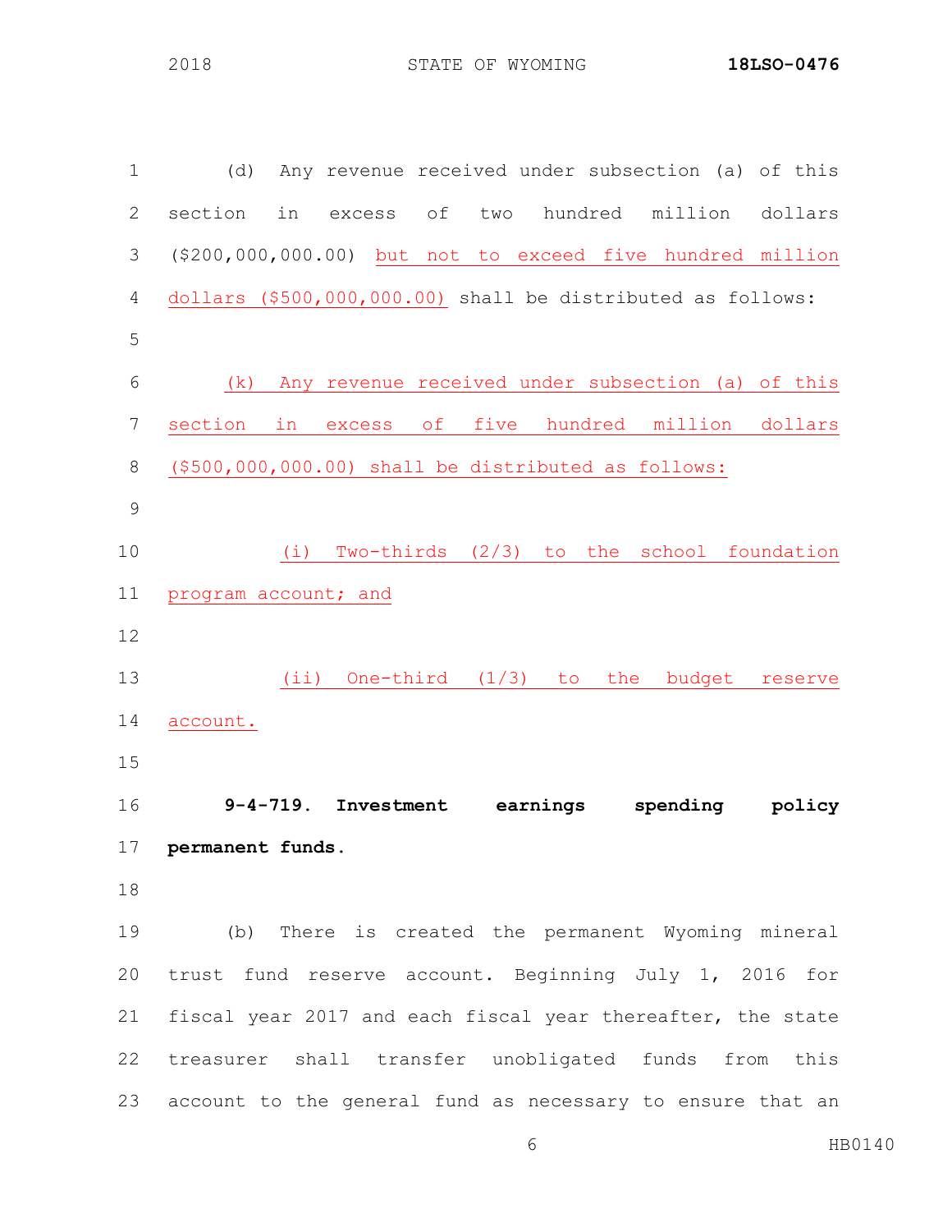(d) Any revenue received under subsection (a) of this section in excess of two hundred million dollars ($200,000,000.00) <u>but not to exceed five hundred million dollars ($500,000,000.00)</u> shall be distributed as follows:

<u>(k) Any revenue received under subsection (a) of this section in excess of five hundred million dollars ($500,000,000.00) shall be distributed as follows:</u>

<u>(i) Two-thirds (2/3) to the school foundation program account; and</u>

<u>(ii) One-third (1/3) to the budget reserve account.</u>

**9-4-719. Investment earnings spending policy permanent funds.**

(b) There is created the permanent Wyoming mineral trust fund reserve account. Beginning July 1, 2016 for fiscal year 2017 and each fiscal year thereafter, the state treasurer shall transfer unobligated funds from this account to the general fund as necessary to ensure that an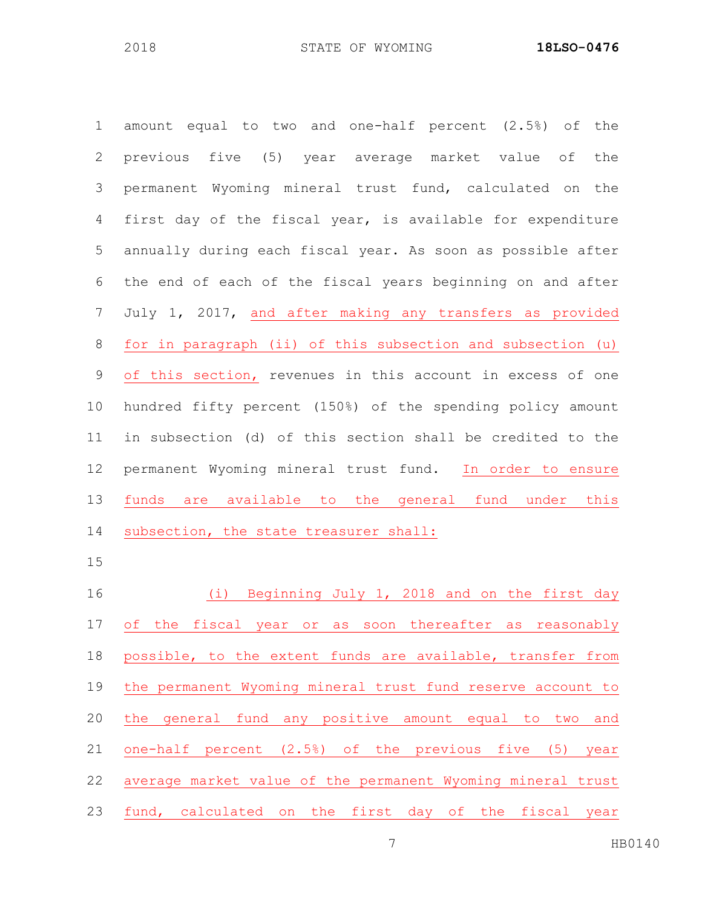amount equal to two and one-half percent (2.5%) of the previous five (5) year average market value of the permanent Wyoming mineral trust fund, calculated on the first day of the fiscal year, is available for expenditure annually during each fiscal year. As soon as possible after the end of each of the fiscal years beginning on and after July 1, 2017, <u>and after making any transfers as provided for in paragraph (ii) of this subsection and subsection (u) of this section,</u> revenues in this account in excess of one hundred fifty percent (150%) of the spending policy amount in subsection (d) of this section shall be credited to the permanent Wyoming mineral trust fund. <u>In order to ensure funds are available to the general fund under this subsection, the state treasurer shall:</u>

<u>(i) Beginning July 1, 2018 and on the first day of the fiscal year or as soon thereafter as reasonably possible, to the extent funds are available, transfer from the permanent Wyoming mineral trust fund reserve account to the general fund any positive amount equal to two and one-half percent (2.5%) of the previous five (5) year average market value of the permanent Wyoming mineral trust fund, calculated on the first day of the fiscal year</u>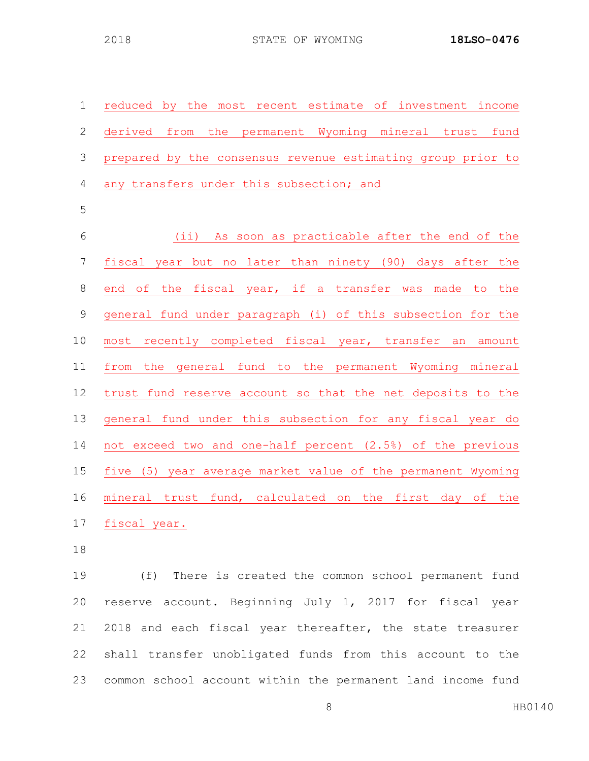reduced by the most recent estimate of investment income derived from the permanent Wyoming mineral trust fund prepared by the consensus revenue estimating group prior to any transfers under this subsection; and

(ii) As soon as practicable after the end of the fiscal year but no later than ninety (90) days after the end of the fiscal year, if a transfer was made to the general fund under paragraph (i) of this subsection for the most recently completed fiscal year, transfer an amount from the general fund to the permanent Wyoming mineral trust fund reserve account so that the net deposits to the general fund under this subsection for any fiscal year do not exceed two and one-half percent (2.5%) of the previous five (5) year average market value of the permanent Wyoming mineral trust fund, calculated on the first day of the fiscal year.

(f) There is created the common school permanent fund reserve account. Beginning July 1, 2017 for fiscal year 2018 and each fiscal year thereafter, the state treasurer shall transfer unobligated funds from this account to the common school account within the permanent land income fund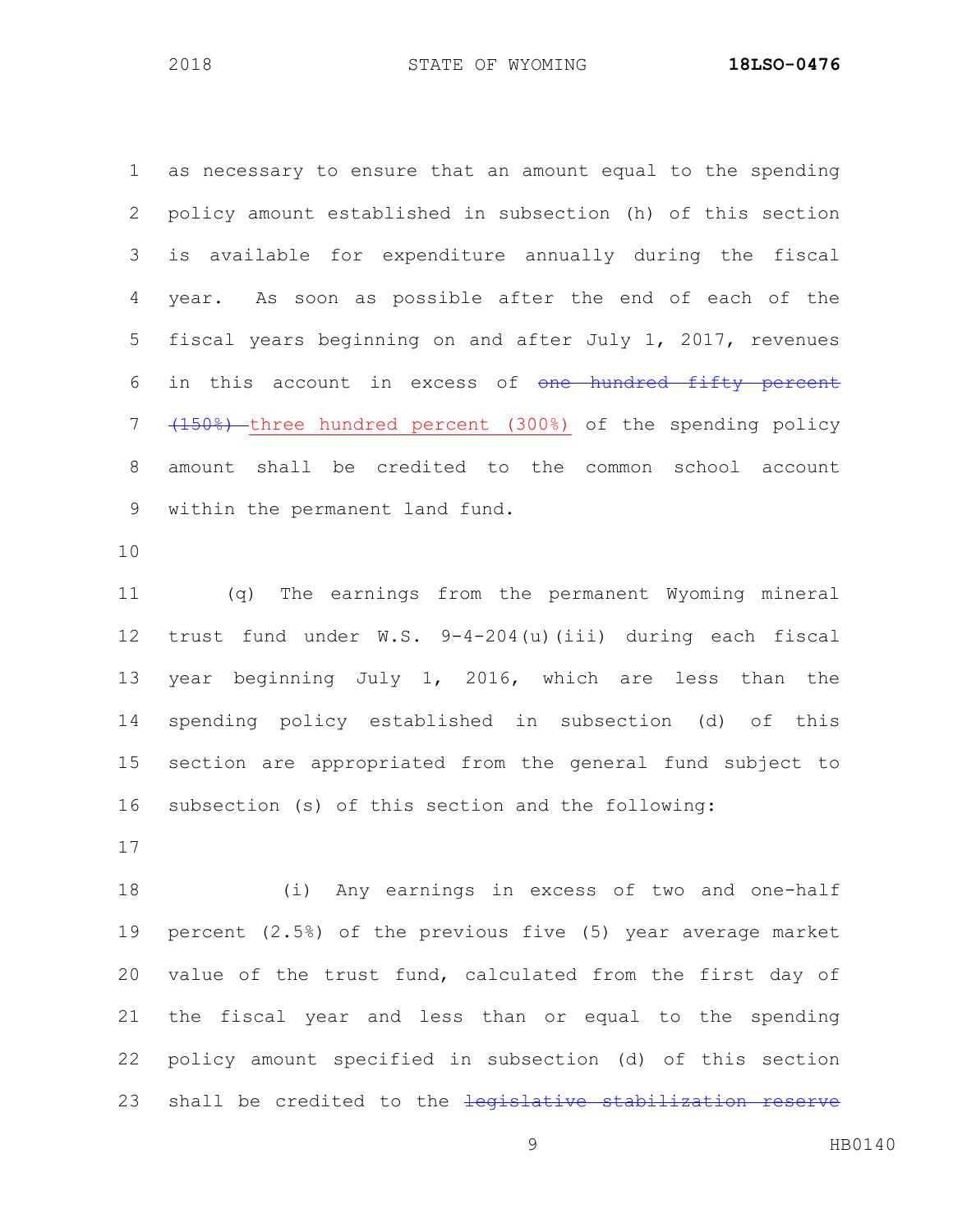as necessary to ensure that an amount equal to the spending policy amount established in subsection (h) of this section is available for expenditure annually during the fiscal year. As soon as possible after the end of each of the fiscal years beginning on and after July 1, 2017, revenues in this account in excess of ~~one hundred fifty percent (150%)~~ three hundred percent (300%) of the spending policy amount shall be credited to the common school account within the permanent land fund.

(q) The earnings from the permanent Wyoming mineral trust fund under W.S. 9-4-204(u)(iii) during each fiscal year beginning July 1, 2016, which are less than the spending policy established in subsection (d) of this section are appropriated from the general fund subject to subsection (s) of this section and the following:

(i) Any earnings in excess of two and one-half percent (2.5%) of the previous five (5) year average market value of the trust fund, calculated from the first day of the fiscal year and less than or equal to the spending policy amount specified in subsection (d) of this section shall be credited to the ~~legislative stabilization reserve~~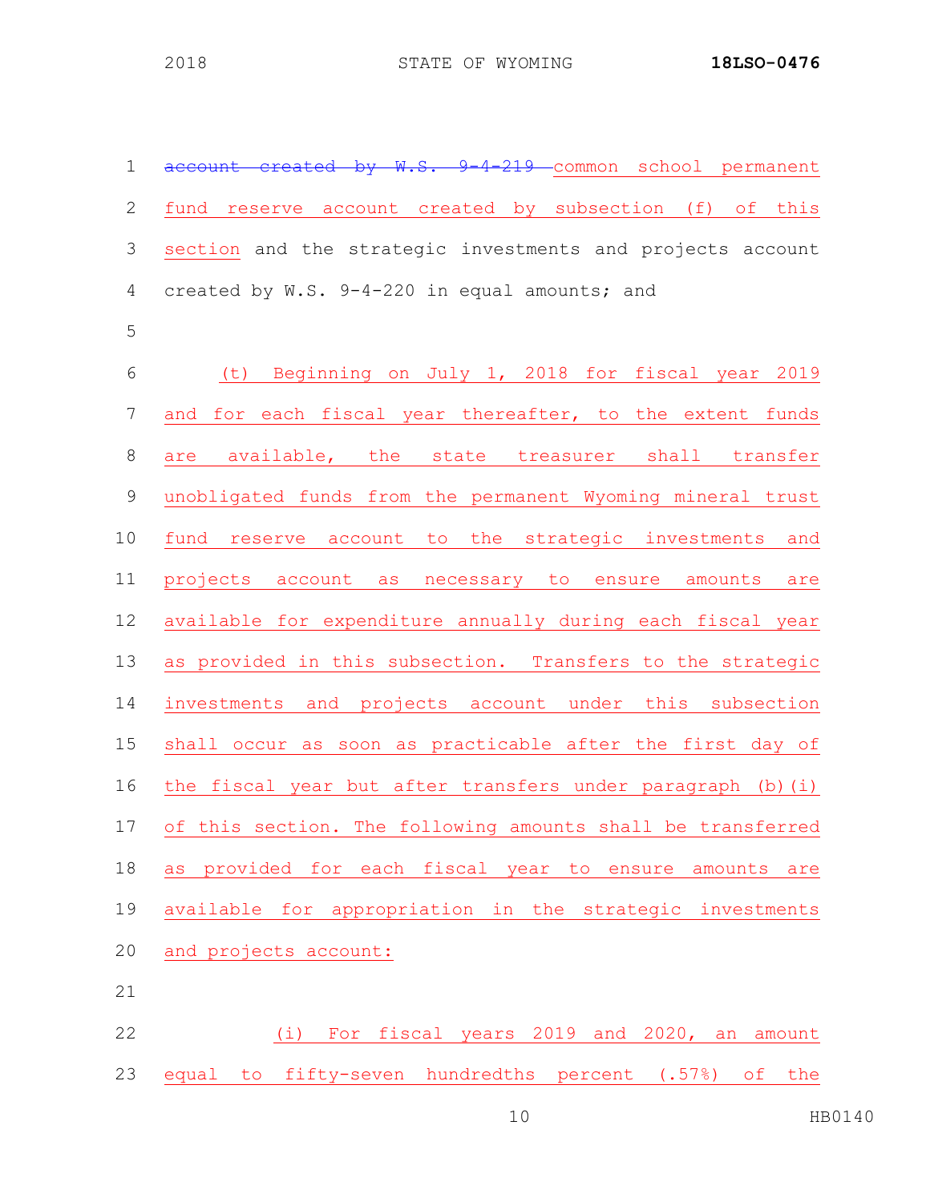~~account created by W.S. 9-4-219~~ common school permanent fund reserve account created by subsection (f) of this section and the strategic investments and projects account created by W.S. 9-4-220 in equal amounts; and

(t) Beginning on July 1, 2018 for fiscal year 2019 and for each fiscal year thereafter, to the extent funds are available, the state treasurer shall transfer unobligated funds from the permanent Wyoming mineral trust fund reserve account to the strategic investments and projects account as necessary to ensure amounts are available for expenditure annually during each fiscal year as provided in this subsection. Transfers to the strategic investments and projects account under this subsection shall occur as soon as practicable after the first day of the fiscal year but after transfers under paragraph (b)(i) of this section. The following amounts shall be transferred as provided for each fiscal year to ensure amounts are available for appropriation in the strategic investments and projects account:

(i) For fiscal years 2019 and 2020, an amount equal to fifty-seven hundredths percent (.57%) of the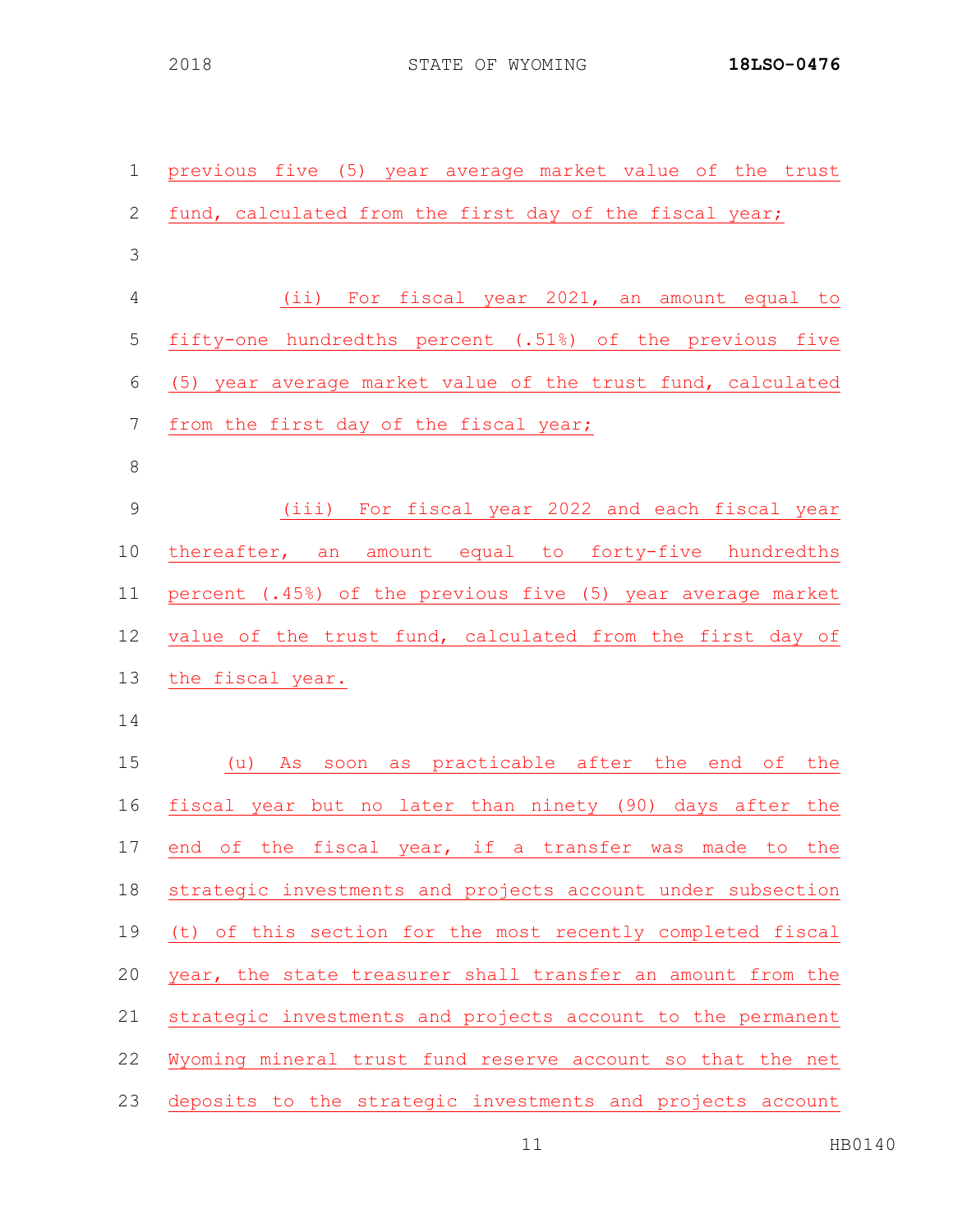previous five (5) year average market value of the trust fund, calculated from the first day of the fiscal year;

(ii) For fiscal year 2021, an amount equal to fifty-one hundredths percent (.51%) of the previous five (5) year average market value of the trust fund, calculated from the first day of the fiscal year;

(iii) For fiscal year 2022 and each fiscal year thereafter, an amount equal to forty-five hundredths percent (.45%) of the previous five (5) year average market value of the trust fund, calculated from the first day of the fiscal year.

(u) As soon as practicable after the end of the fiscal year but no later than ninety (90) days after the end of the fiscal year, if a transfer was made to the strategic investments and projects account under subsection (t) of this section for the most recently completed fiscal year, the state treasurer shall transfer an amount from the strategic investments and projects account to the permanent Wyoming mineral trust fund reserve account so that the net deposits to the strategic investments and projects account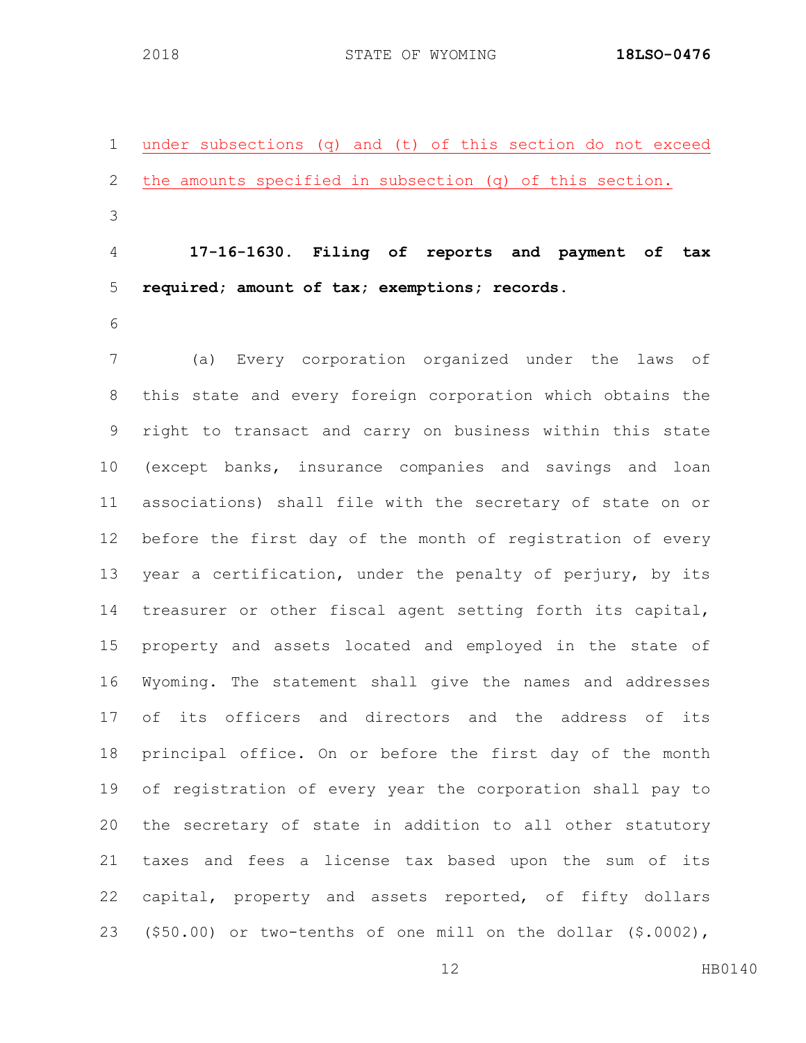under subsections (q) and (t) of this section do not exceed the amounts specified in subsection (q) of this section.

**17-16-1630. Filing of reports and payment of tax required; amount of tax; exemptions; records.**

(a) Every corporation organized under the laws of this state and every foreign corporation which obtains the right to transact and carry on business within this state (except banks, insurance companies and savings and loan associations) shall file with the secretary of state on or before the first day of the month of registration of every year a certification, under the penalty of perjury, by its treasurer or other fiscal agent setting forth its capital, property and assets located and employed in the state of Wyoming. The statement shall give the names and addresses of its officers and directors and the address of its principal office. On or before the first day of the month of registration of every year the corporation shall pay to the secretary of state in addition to all other statutory taxes and fees a license tax based upon the sum of its capital, property and assets reported, of fifty dollars ($50.00) or two-tenths of one mill on the dollar ($.0002),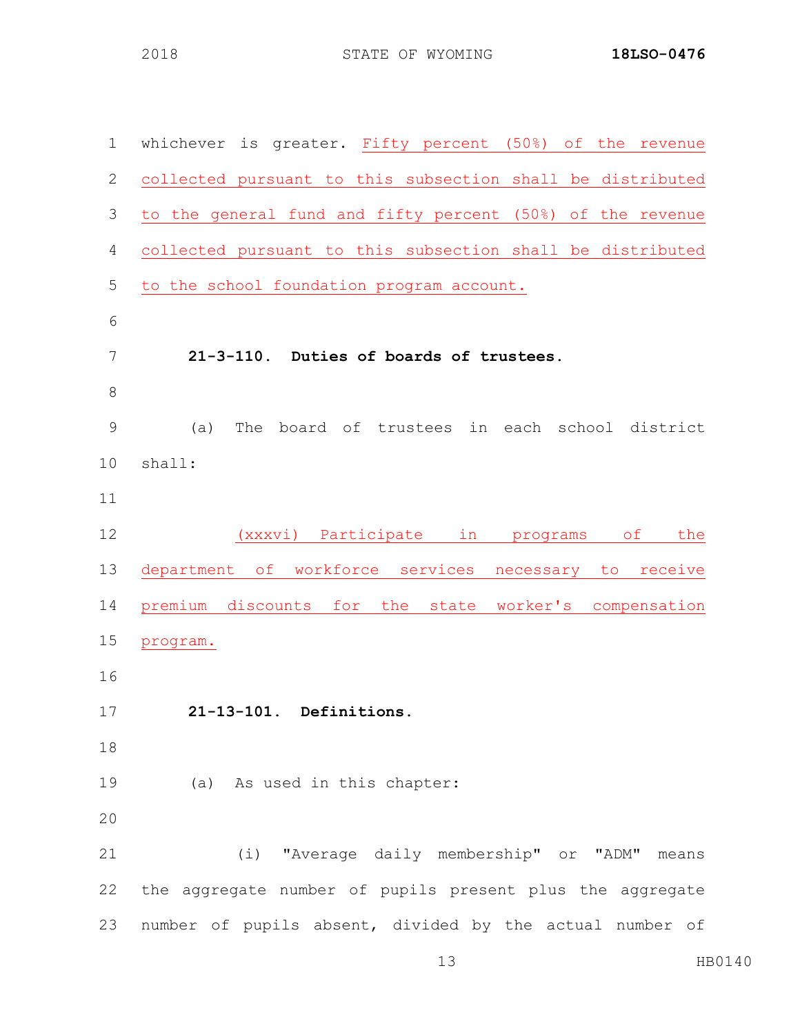whichever is greater. Fifty percent (50%) of the revenue collected pursuant to this subsection shall be distributed to the general fund and fifty percent (50%) of the revenue collected pursuant to this subsection shall be distributed to the school foundation program account.

**21-3-110. Duties of boards of trustees.**

(a) The board of trustees in each school district shall:

(xxxvi) Participate in programs of the department of workforce services necessary to receive premium discounts for the state worker's compensation program.

**21-13-101. Definitions.**

(a) As used in this chapter:

(i) "Average daily membership" or "ADM" means the aggregate number of pupils present plus the aggregate number of pupils absent, divided by the actual number of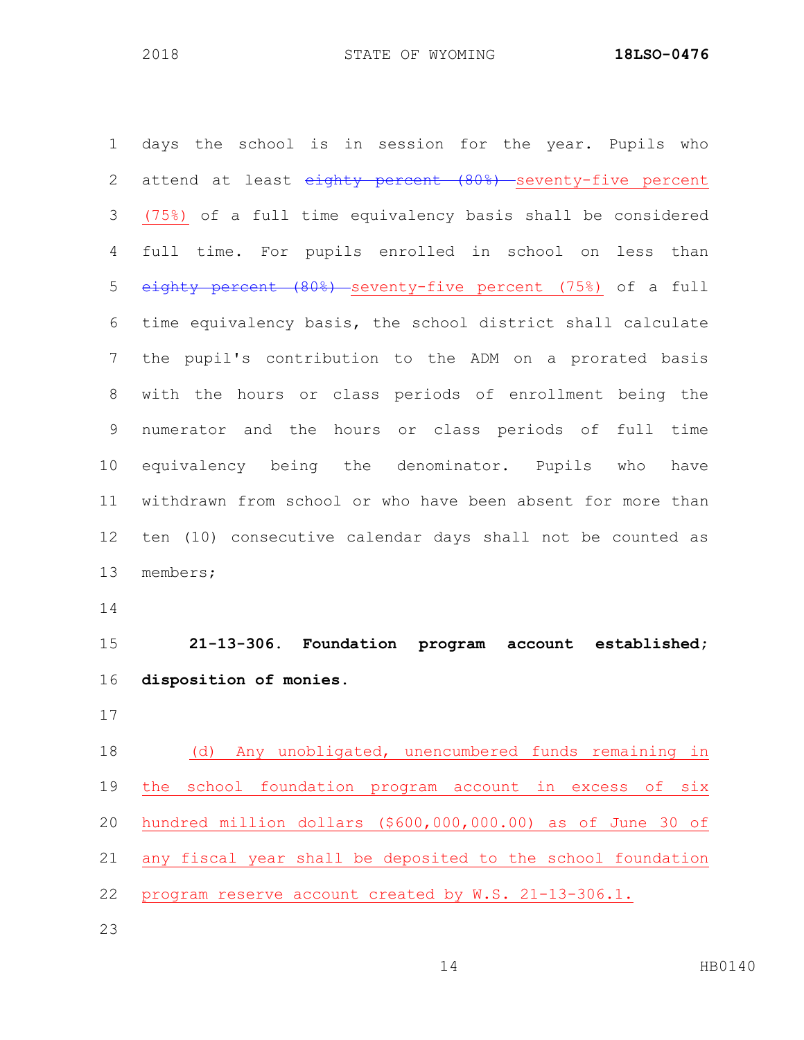days the school is in session for the year. Pupils who attend at least ~~eighty percent (80%)~~ seventy-five percent (75%) of a full time equivalency basis shall be considered full time. For pupils enrolled in school on less than ~~eighty percent (80%)~~ seventy-five percent (75%) of a full time equivalency basis, the school district shall calculate the pupil's contribution to the ADM on a prorated basis with the hours or class periods of enrollment being the numerator and the hours or class periods of full time equivalency being the denominator. Pupils who have withdrawn from school or who have been absent for more than ten (10) consecutive calendar days shall not be counted as members;

**21-13-306. Foundation program account established; disposition of monies.**

(d) Any unobligated, unencumbered funds remaining in the school foundation program account in excess of six hundred million dollars ($600,000,000.00) as of June 30 of any fiscal year shall be deposited to the school foundation program reserve account created by W.S. 21-13-306.1.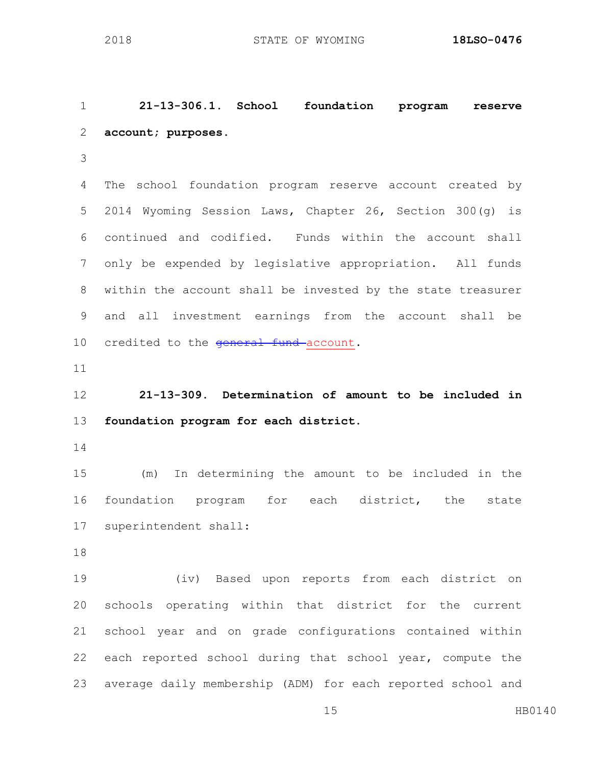**21-13-306.1. School foundation program reserve account; purposes.**

The school foundation program reserve account created by 2014 Wyoming Session Laws, Chapter 26, Section 300(g) is continued and codified. Funds within the account shall only be expended by legislative appropriation. All funds within the account shall be invested by the state treasurer and all investment earnings from the account shall be credited to the ~~general fund~~ account.

**21-13-309. Determination of amount to be included in foundation program for each district.**

(m) In determining the amount to be included in the foundation program for each district, the state superintendent shall:

(iv) Based upon reports from each district on schools operating within that district for the current school year and on grade configurations contained within each reported school during that school year, compute the average daily membership (ADM) for each reported school and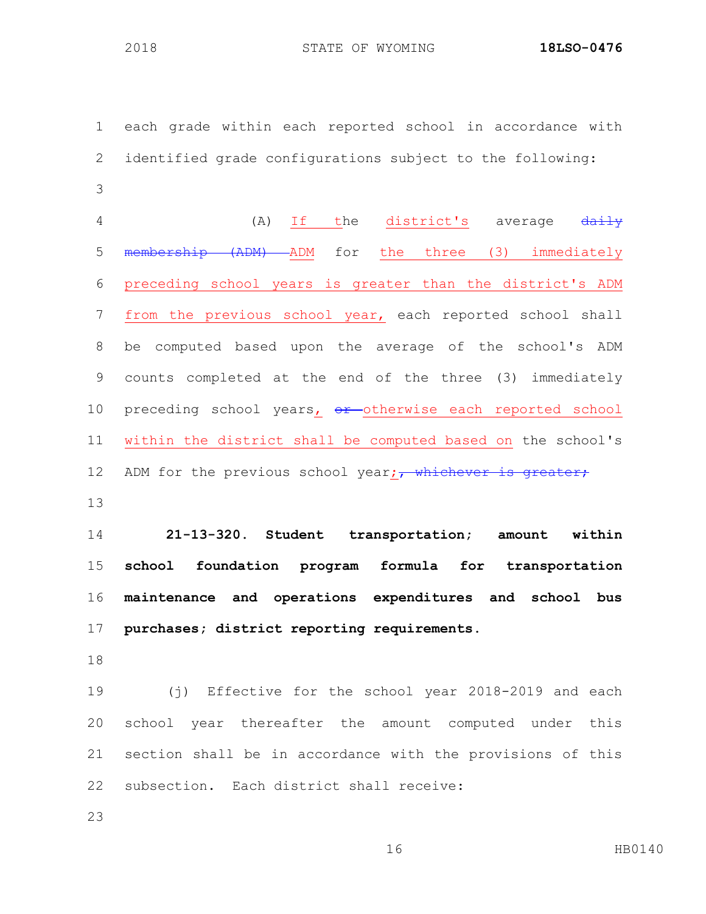each grade within each reported school in accordance with identified grade configurations subject to the following:

(A) If the district's average ~~daily membership (ADM)~~ ADM for the three (3) immediately preceding school years is greater than the district's ADM from the previous school year, each reported school shall be computed based upon the average of the school's ADM counts completed at the end of the three (3) immediately preceding school years, ~~or~~ otherwise each reported school within the district shall be computed based on the school's ADM for the previous school year; ~~, whichever is greater;~~

**21-13-320. Student transportation; amount within school foundation program formula for transportation maintenance and operations expenditures and school bus purchases; district reporting requirements.**

(j) Effective for the school year 2018-2019 and each school year thereafter the amount computed under this section shall be in accordance with the provisions of this subsection. Each district shall receive: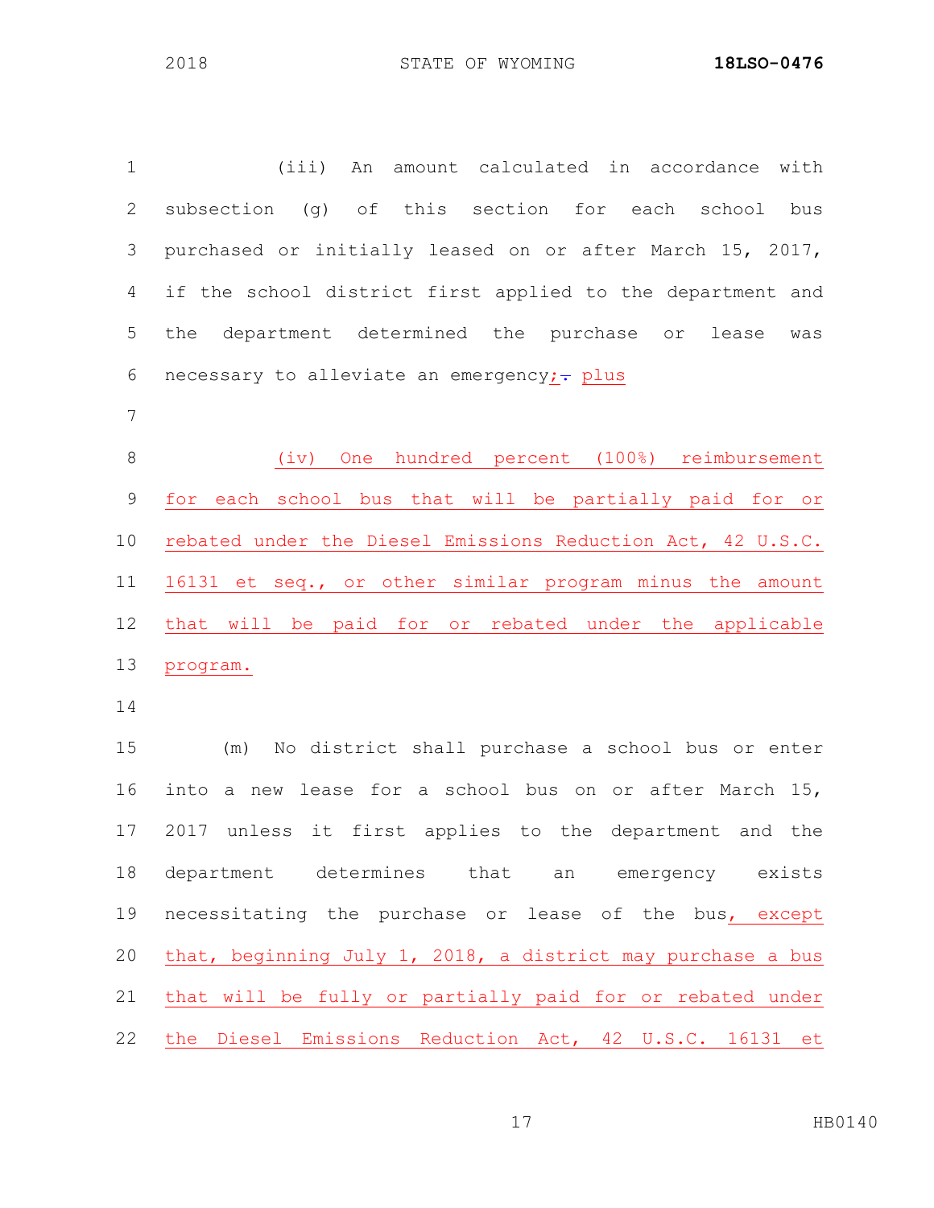(iii) An amount calculated in accordance with subsection (g) of this section for each school bus purchased or initially leased on or after March 15, 2017, if the school district first applied to the department and the department determined the purchase or lease was necessary to alleviate an emergency;. plus

(iv) One hundred percent (100%) reimbursement for each school bus that will be partially paid for or rebated under the Diesel Emissions Reduction Act, 42 U.S.C. 16131 et seq., or other similar program minus the amount that will be paid for or rebated under the applicable program.

(m) No district shall purchase a school bus or enter into a new lease for a school bus on or after March 15, 2017 unless it first applies to the department and the department determines that an emergency exists necessitating the purchase or lease of the bus, except that, beginning July 1, 2018, a district may purchase a bus that will be fully or partially paid for or rebated under the Diesel Emissions Reduction Act, 42 U.S.C. 16131 et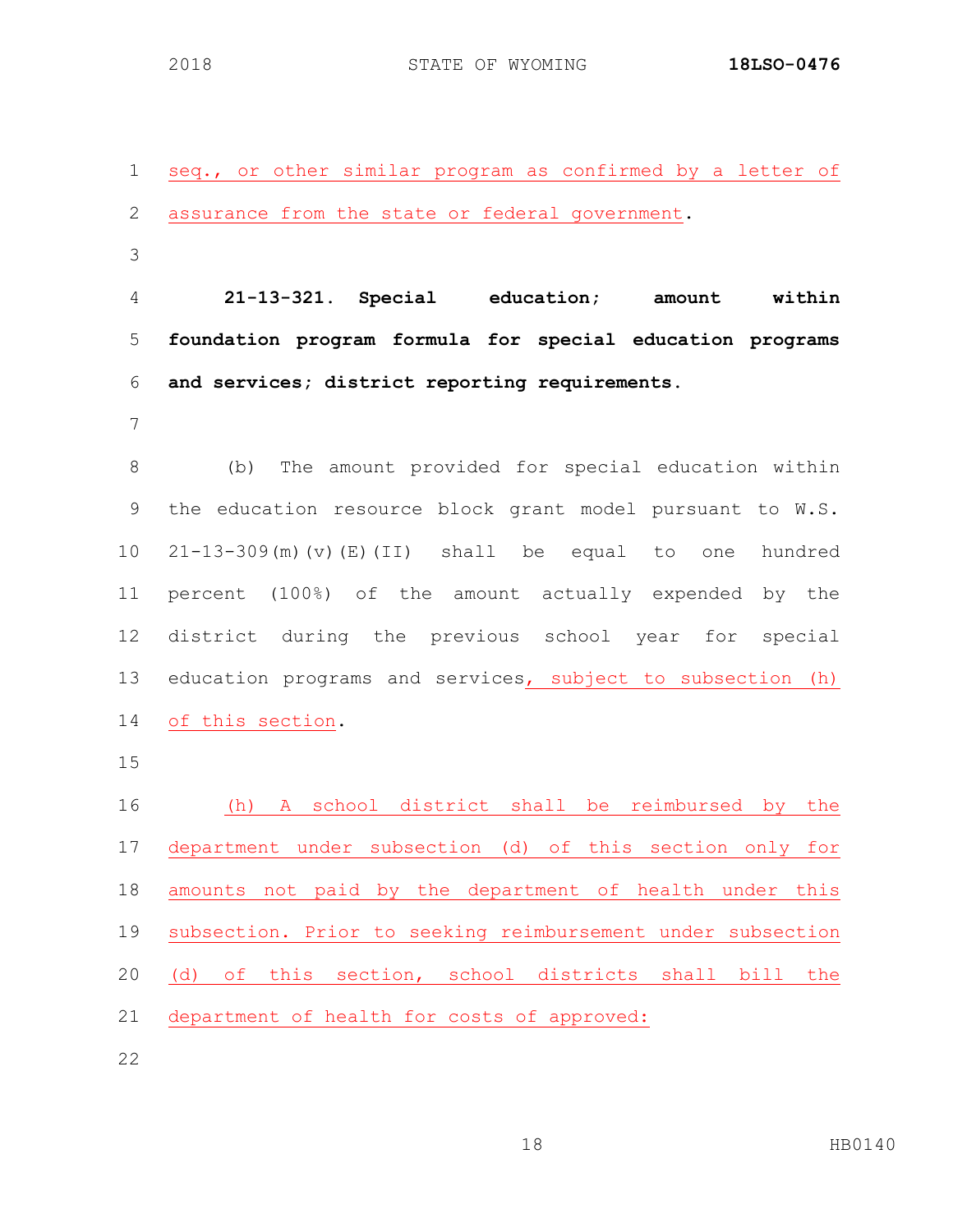seq., or other similar program as confirmed by a letter of assurance from the state or federal government.

**21-13-321. Special education; amount within foundation program formula for special education programs and services; district reporting requirements.**

(b) The amount provided for special education within the education resource block grant model pursuant to W.S. 21-13-309(m)(v)(E)(II) shall be equal to one hundred percent (100%) of the amount actually expended by the district during the previous school year for special education programs and services, subject to subsection (h) of this section.

(h) A school district shall be reimbursed by the department under subsection (d) of this section only for amounts not paid by the department of health under this subsection. Prior to seeking reimbursement under subsection (d) of this section, school districts shall bill the department of health for costs of approved: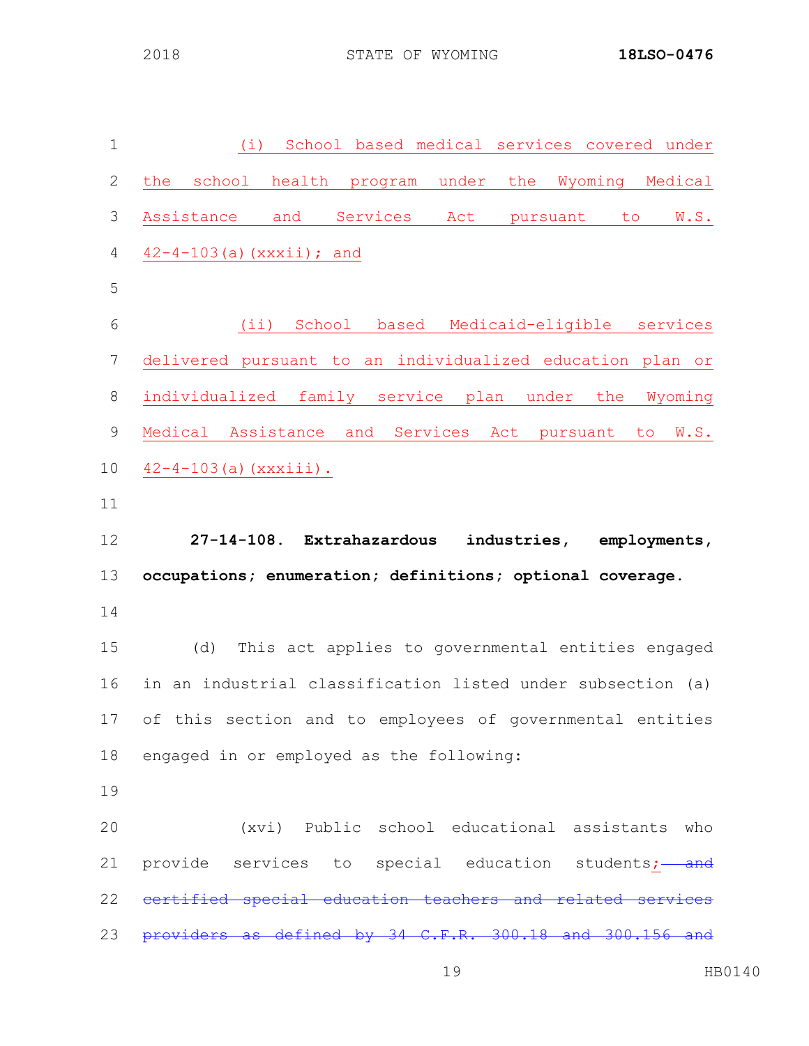(i) School based medical services covered under the school health program under the Wyoming Medical Assistance and Services Act pursuant to W.S. 42-4-103(a)(xxxii); and

(ii) School based Medicaid-eligible services delivered pursuant to an individualized education plan or individualized family service plan under the Wyoming Medical Assistance and Services Act pursuant to W.S. 42-4-103(a)(xxxiii).

**27-14-108. Extrahazardous industries, employments, occupations; enumeration; definitions; optional coverage.**

(d) This act applies to governmental entities engaged in an industrial classification listed under subsection (a) of this section and to employees of governmental entities engaged in or employed as the following:

(xvi) Public school educational assistants who provide services to special education students; ~~and certified special education teachers and related services providers as defined by 34 C.F.R. 300.18 and 300.156 and~~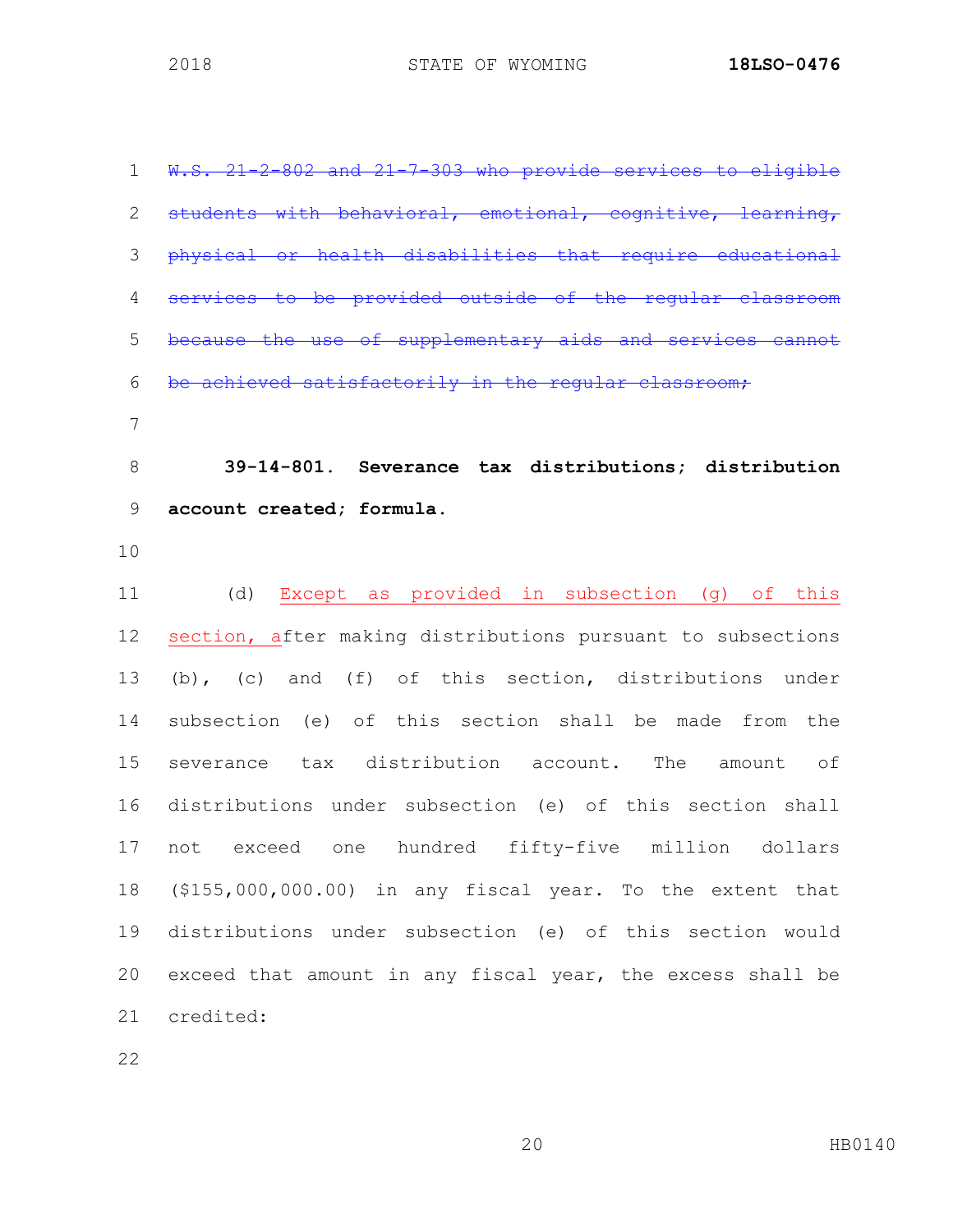~~W.S. 21-2-802 and 21-7-303 who provide services to eligible students with behavioral, emotional, cognitive, learning, physical or health disabilities that require educational services to be provided outside of the regular classroom because the use of supplementary aids and services cannot be achieved satisfactorily in the regular classroom;~~

**39-14-801. Severance tax distributions; distribution account created; formula.**

(d) Except as provided in subsection (g) of this section, after making distributions pursuant to subsections (b), (c) and (f) of this section, distributions under subsection (e) of this section shall be made from the severance tax distribution account. The amount of distributions under subsection (e) of this section shall not exceed one hundred fifty-five million dollars ($155,000,000.00) in any fiscal year. To the extent that distributions under subsection (e) of this section would exceed that amount in any fiscal year, the excess shall be credited: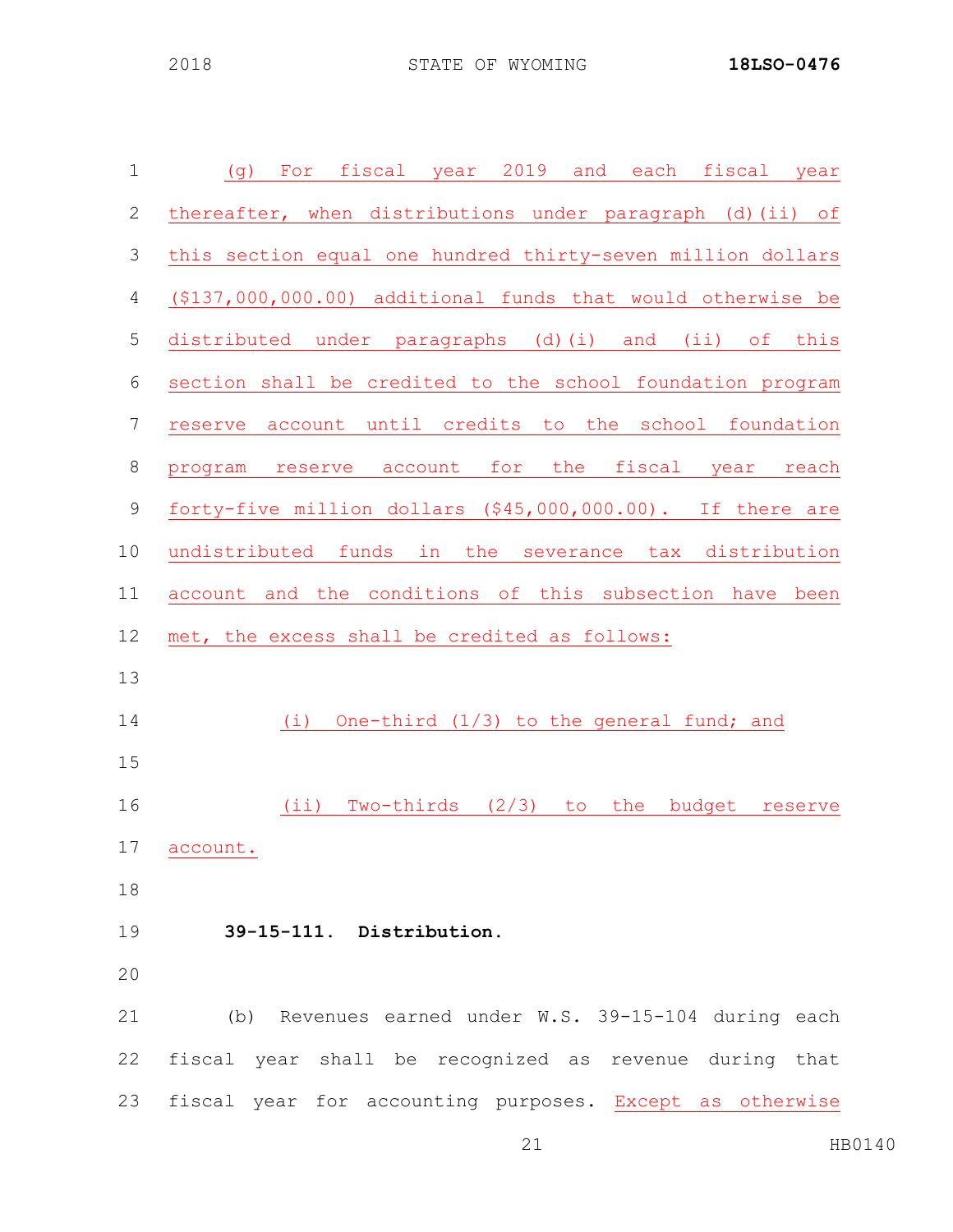(g) For fiscal year 2019 and each fiscal year thereafter, when distributions under paragraph (d)(ii) of this section equal one hundred thirty-seven million dollars ($137,000,000.00) additional funds that would otherwise be distributed under paragraphs (d)(i) and (ii) of this section shall be credited to the school foundation program reserve account until credits to the school foundation program reserve account for the fiscal year reach forty-five million dollars ($45,000,000.00). If there are undistributed funds in the severance tax distribution account and the conditions of this subsection have been met, the excess shall be credited as follows:

(i) One-third (1/3) to the general fund; and

(ii) Two-thirds (2/3) to the budget reserve account.

**39-15-111. Distribution.**

(b) Revenues earned under W.S. 39-15-104 during each fiscal year shall be recognized as revenue during that fiscal year for accounting purposes. Except as otherwise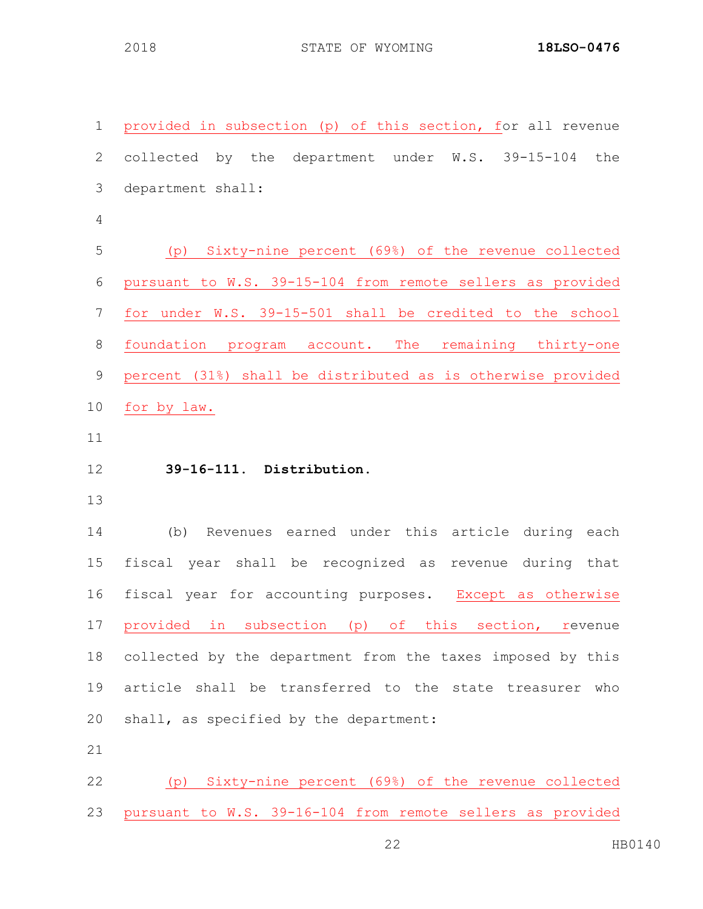provided in subsection (p) of this section, for all revenue collected by the department under W.S. 39-15-104 the department shall:

(p) Sixty-nine percent (69%) of the revenue collected pursuant to W.S. 39-15-104 from remote sellers as provided for under W.S. 39-15-501 shall be credited to the school foundation program account. The remaining thirty-one percent (31%) shall be distributed as is otherwise provided for by law.

**39-16-111. Distribution.**

(b) Revenues earned under this article during each fiscal year shall be recognized as revenue during that fiscal year for accounting purposes. Except as otherwise provided in subsection (p) of this section, revenue collected by the department from the taxes imposed by this article shall be transferred to the state treasurer who shall, as specified by the department:

(p) Sixty-nine percent (69%) of the revenue collected pursuant to W.S. 39-16-104 from remote sellers as provided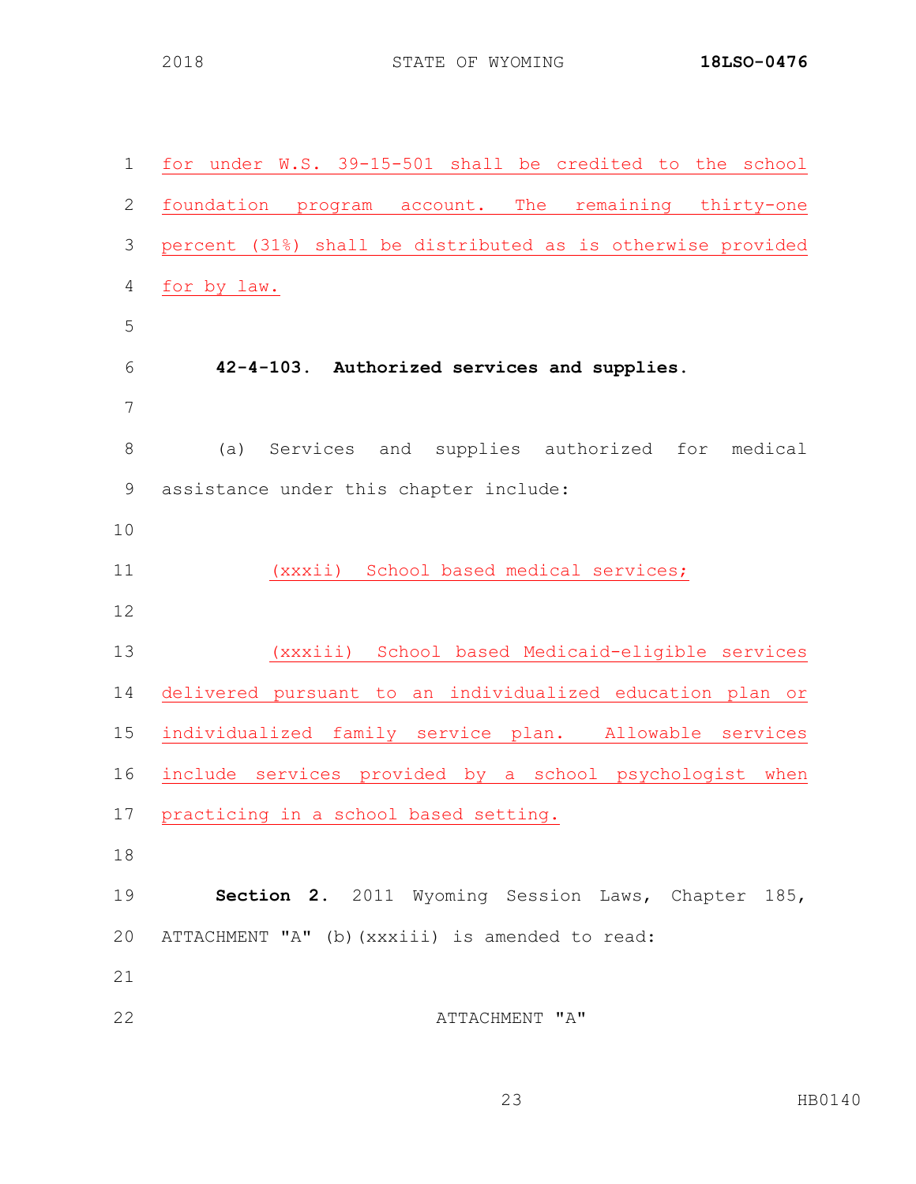for under W.S. 39-15-501 shall be credited to the school foundation program account. The remaining thirty-one percent (31%) shall be distributed as is otherwise provided for by law.

**42-4-103. Authorized services and supplies.**

(a) Services and supplies authorized for medical assistance under this chapter include:

(xxxii) School based medical services;

(xxxiii) School based Medicaid-eligible services delivered pursuant to an individualized education plan or individualized family service plan. Allowable services include services provided by a school psychologist when practicing in a school based setting.

**Section 2.** 2011 Wyoming Session Laws, Chapter 185, ATTACHMENT "A" (b)(xxxiii) is amended to read:

ATTACHMENT "A"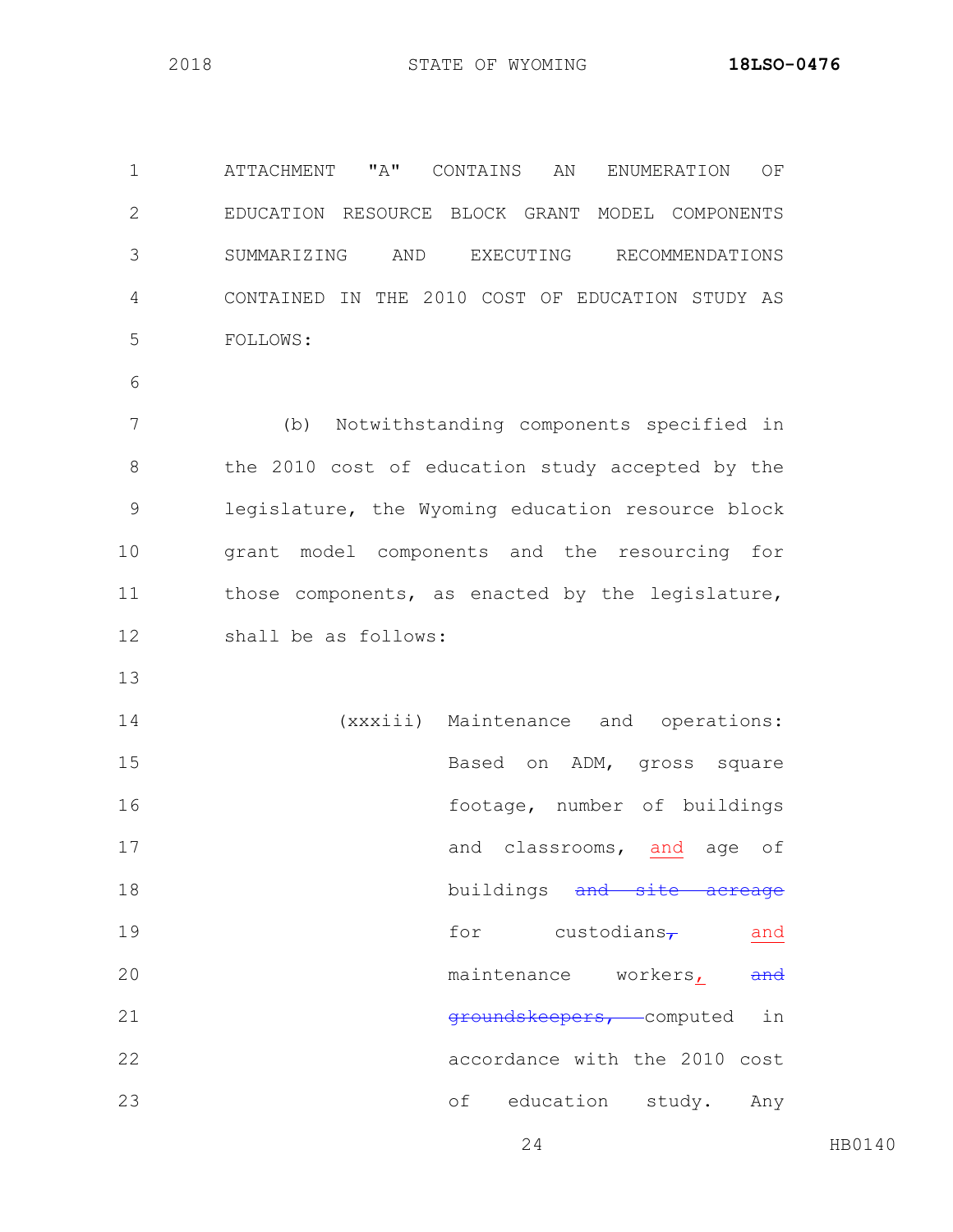ATTACHMENT "A" CONTAINS AN ENUMERATION OF EDUCATION RESOURCE BLOCK GRANT MODEL COMPONENTS SUMMARIZING AND EXECUTING RECOMMENDATIONS CONTAINED IN THE 2010 COST OF EDUCATION STUDY AS FOLLOWS:

(b) Notwithstanding components specified in the 2010 cost of education study accepted by the legislature, the Wyoming education resource block grant model components and the resourcing for those components, as enacted by the legislature, shall be as follows:

(xxxiii) Maintenance and operations: Based on ADM, gross square footage, number of buildings and classrooms, <u>and</u> age of buildings ~~and site acreage~~ for custodians~~,~~ <u>and</u> maintenance workers<u>,</u> ~~and groundskeepers,~~ computed in accordance with the 2010 cost of education study. Any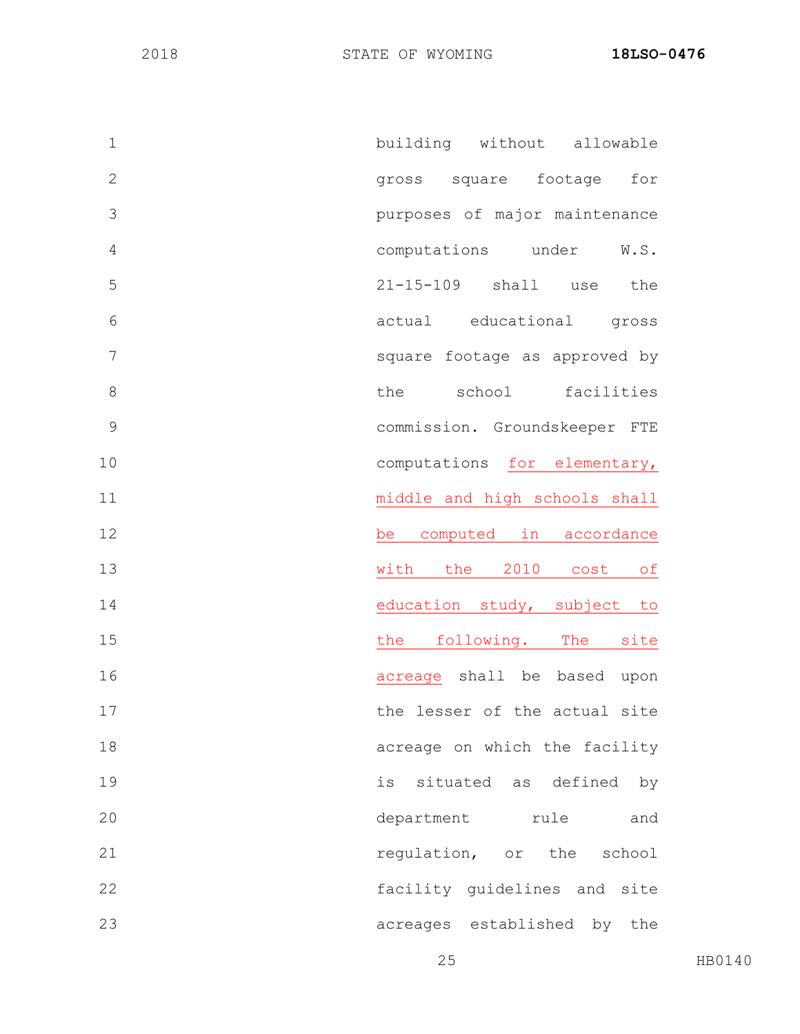building without allowable gross square footage for purposes of major maintenance computations under W.S. 21-15-109 shall use the actual educational gross square footage as approved by the school facilities commission. Groundskeeper FTE computations <u>for elementary, middle and high schools shall be computed in accordance with the 2010 cost of education study, subject to the following. The site acreage</u> shall be based upon the lesser of the actual site acreage on which the facility is situated as defined by department rule and regulation, or the school facility guidelines and site acreages established by the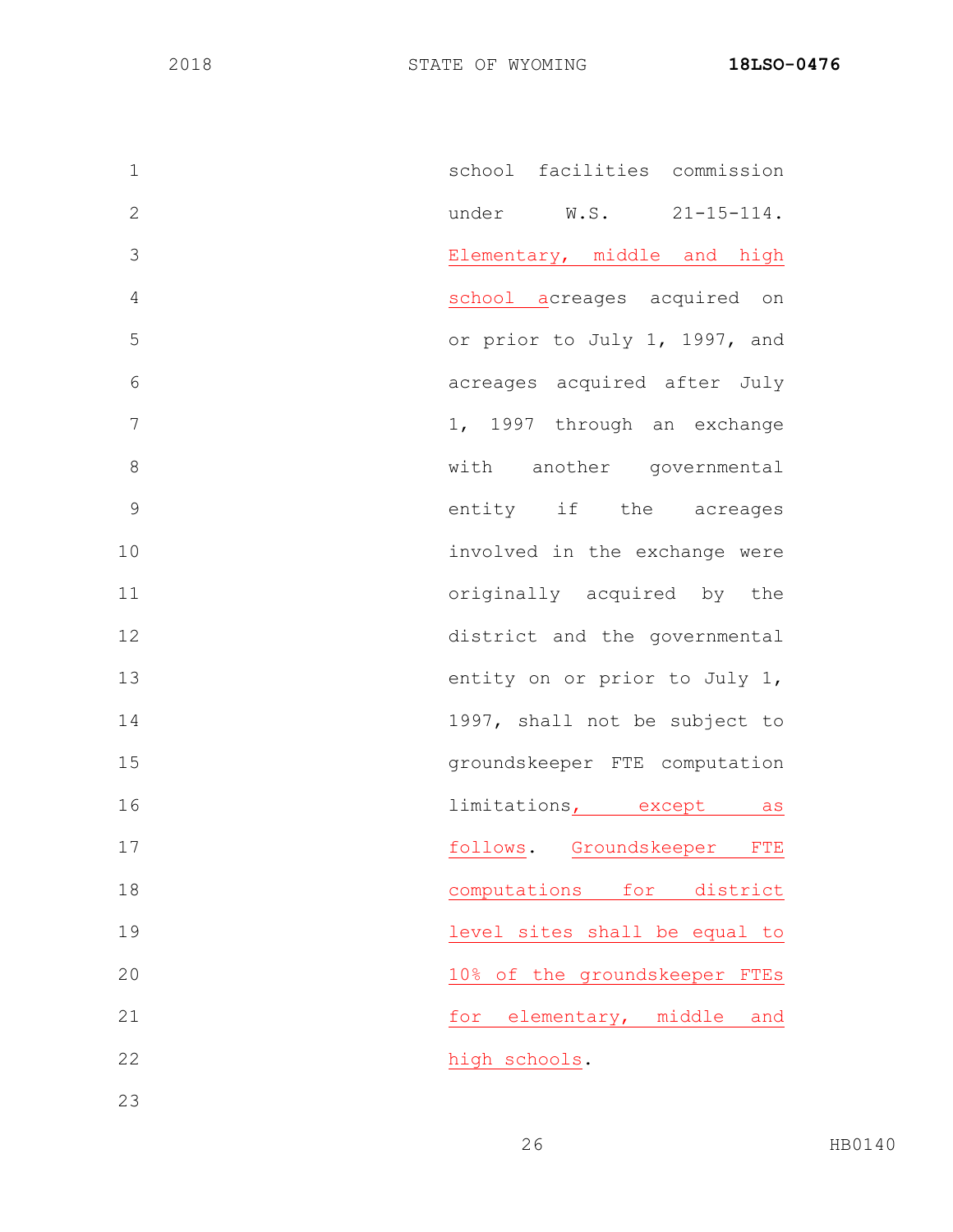school facilities commission under W.S. 21-15-114. Elementary, middle and high school acreages acquired on or prior to July 1, 1997, and acreages acquired after July 1, 1997 through an exchange with another governmental entity if the acreages involved in the exchange were originally acquired by the district and the governmental entity on or prior to July 1, 1997, shall not be subject to groundskeeper FTE computation limitations, except as follows. Groundskeeper FTE computations for district level sites shall be equal to 10% of the groundskeeper FTEs for elementary, middle and high schools.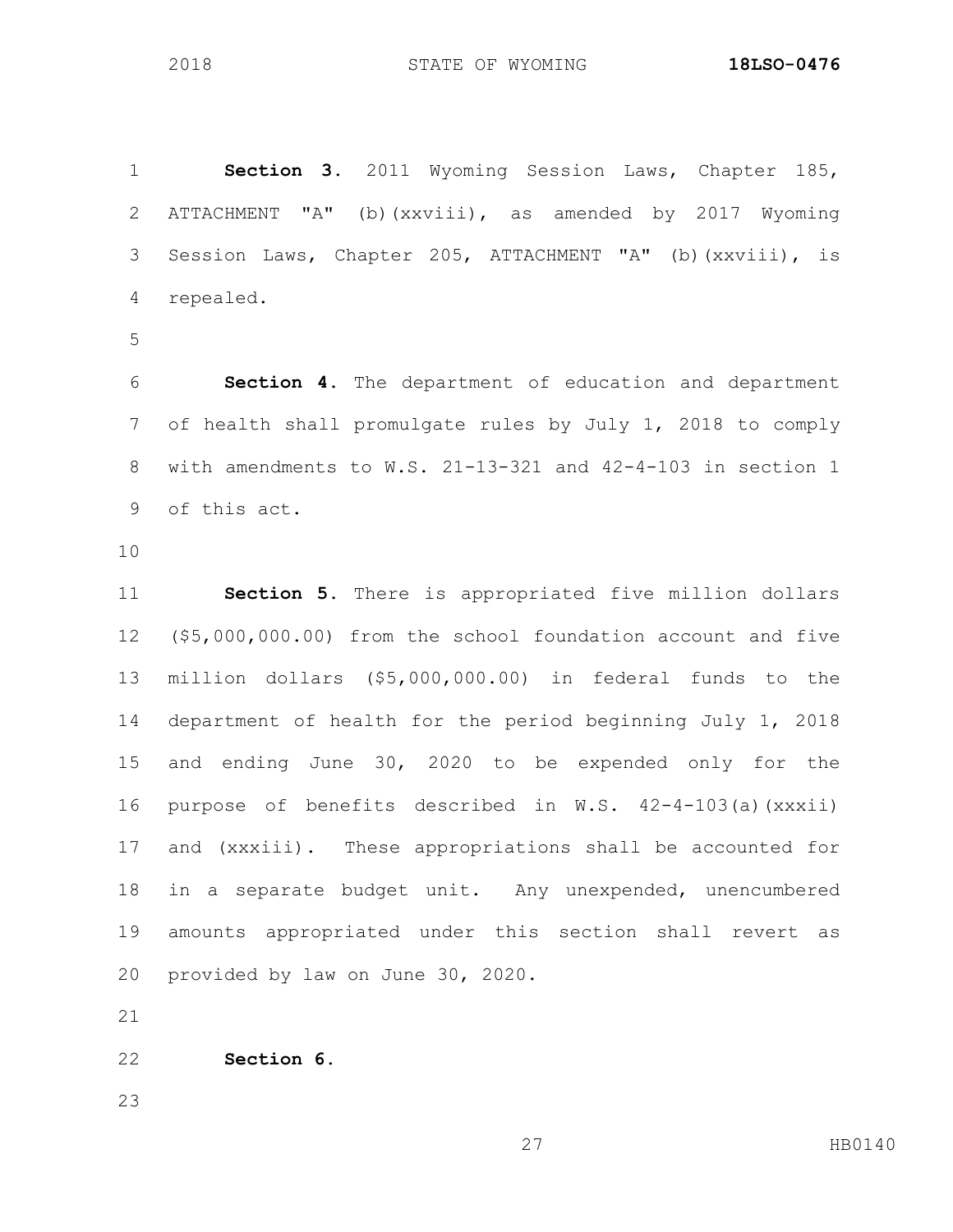**Section 3.** 2011 Wyoming Session Laws, Chapter 185, ATTACHMENT "A" (b)(xxviii), as amended by 2017 Wyoming Session Laws, Chapter 205, ATTACHMENT "A" (b)(xxviii), is repealed.

**Section 4.** The department of education and department of health shall promulgate rules by July 1, 2018 to comply with amendments to W.S. 21-13-321 and 42-4-103 in section 1 of this act.

**Section 5.** There is appropriated five million dollars ($5,000,000.00) from the school foundation account and five million dollars ($5,000,000.00) in federal funds to the department of health for the period beginning July 1, 2018 and ending June 30, 2020 to be expended only for the purpose of benefits described in W.S. 42-4-103(a)(xxxii) and (xxxiii). These appropriations shall be accounted for in a separate budget unit. Any unexpended, unencumbered amounts appropriated under this section shall revert as provided by law on June 30, 2020.

**Section 6.**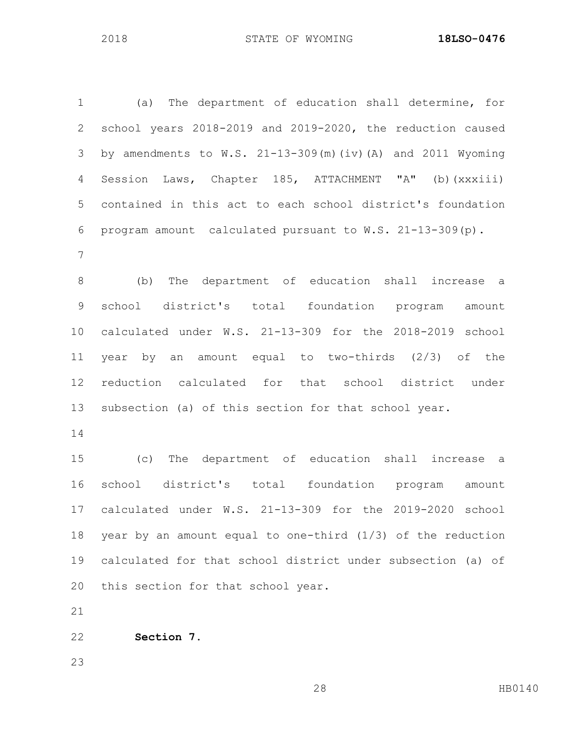(a) The department of education shall determine, for school years 2018-2019 and 2019-2020, the reduction caused by amendments to W.S. 21-13-309(m)(iv)(A) and 2011 Wyoming Session Laws, Chapter 185, ATTACHMENT "A" (b)(xxxiii) contained in this act to each school district's foundation program amount calculated pursuant to W.S. 21-13-309(p).

(b) The department of education shall increase a school district's total foundation program amount calculated under W.S. 21-13-309 for the 2018-2019 school year by an amount equal to two-thirds (2/3) of the reduction calculated for that school district under subsection (a) of this section for that school year.

(c) The department of education shall increase a school district's total foundation program amount calculated under W.S. 21-13-309 for the 2019-2020 school year by an amount equal to one-third (1/3) of the reduction calculated for that school district under subsection (a) of this section for that school year.

**Section 7.**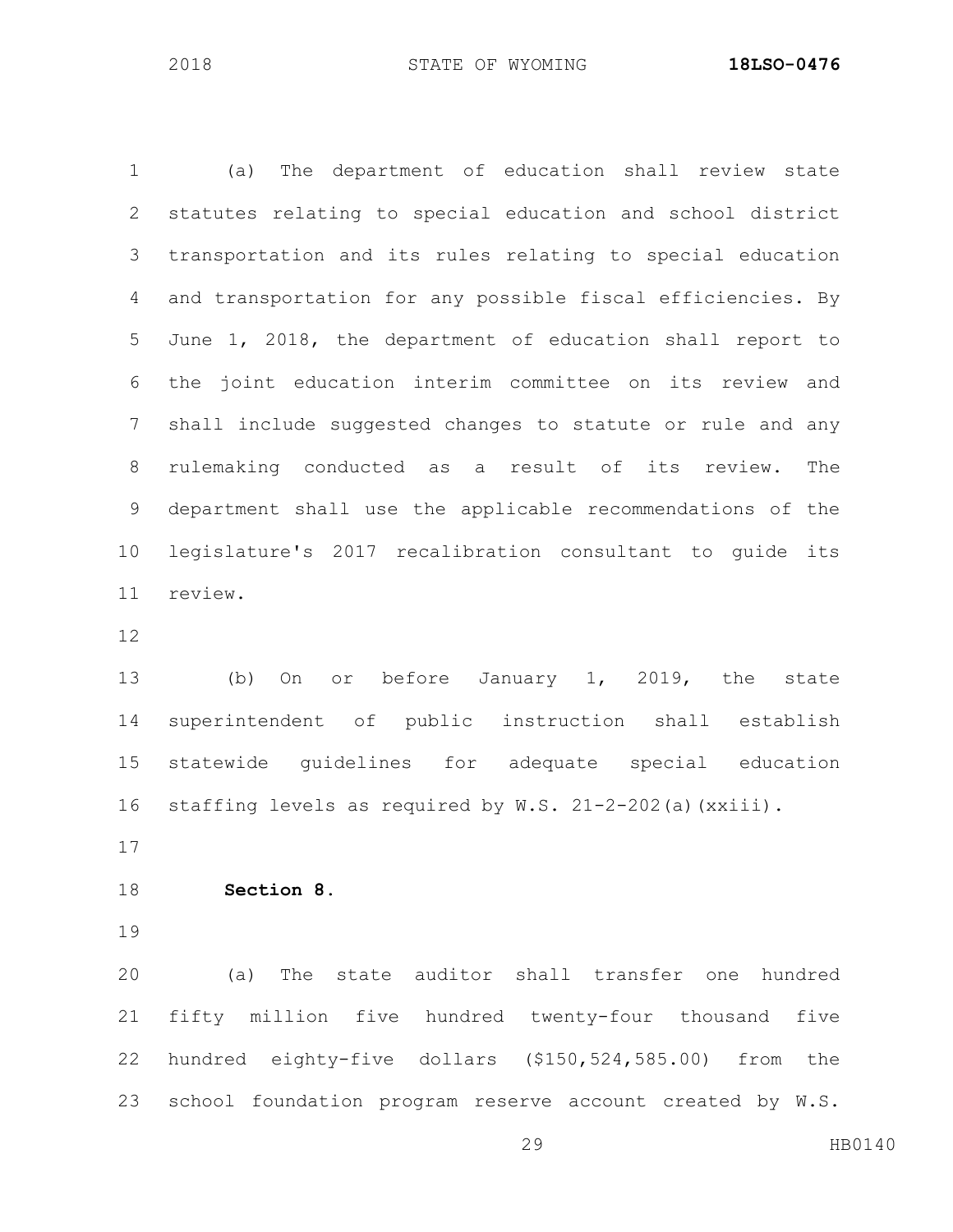(a) The department of education shall review state statutes relating to special education and school district transportation and its rules relating to special education and transportation for any possible fiscal efficiencies. By June 1, 2018, the department of education shall report to the joint education interim committee on its review and shall include suggested changes to statute or rule and any rulemaking conducted as a result of its review. The department shall use the applicable recommendations of the legislature's 2017 recalibration consultant to guide its review.

(b) On or before January 1, 2019, the state superintendent of public instruction shall establish statewide guidelines for adequate special education staffing levels as required by W.S. 21-2-202(a)(xxiii).

**Section 8.**

(a) The state auditor shall transfer one hundred fifty million five hundred twenty-four thousand five hundred eighty-five dollars ($150,524,585.00) from the school foundation program reserve account created by W.S.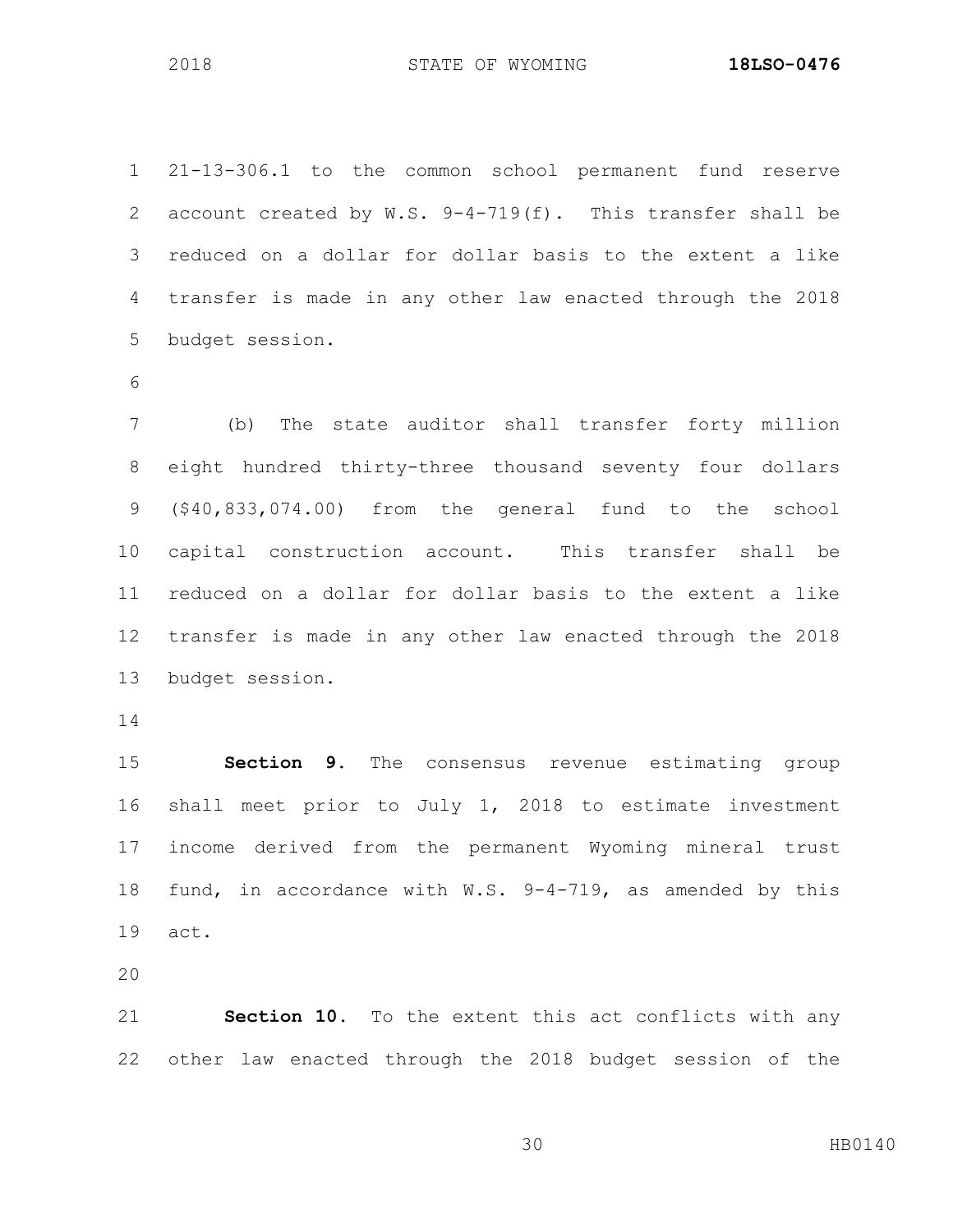21-13-306.1 to the common school permanent fund reserve account created by W.S. 9-4-719(f). This transfer shall be reduced on a dollar for dollar basis to the extent a like transfer is made in any other law enacted through the 2018 budget session.

(b) The state auditor shall transfer forty million eight hundred thirty-three thousand seventy four dollars ($40,833,074.00) from the general fund to the school capital construction account. This transfer shall be reduced on a dollar for dollar basis to the extent a like transfer is made in any other law enacted through the 2018 budget session.

**Section 9.** The consensus revenue estimating group shall meet prior to July 1, 2018 to estimate investment income derived from the permanent Wyoming mineral trust fund, in accordance with W.S. 9-4-719, as amended by this act.

**Section 10.** To the extent this act conflicts with any other law enacted through the 2018 budget session of the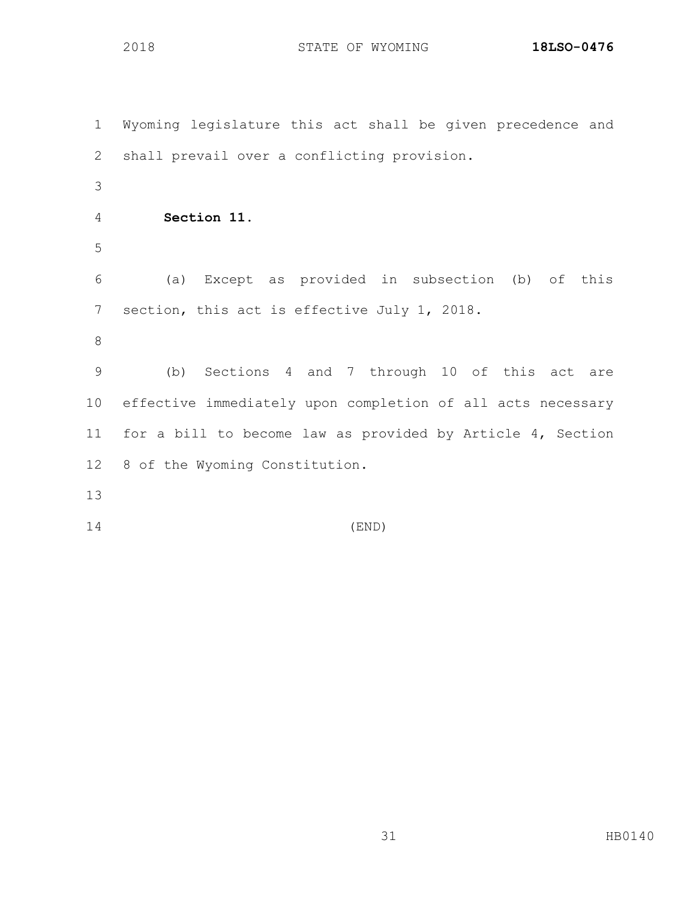Wyoming legislature this act shall be given precedence and shall prevail over a conflicting provision.

**Section 11.**

(a) Except as provided in subsection (b) of this section, this act is effective July 1, 2018.

(b) Sections 4 and 7 through 10 of this act are effective immediately upon completion of all acts necessary for a bill to become law as provided by Article 4, Section 8 of the Wyoming Constitution.

(END)